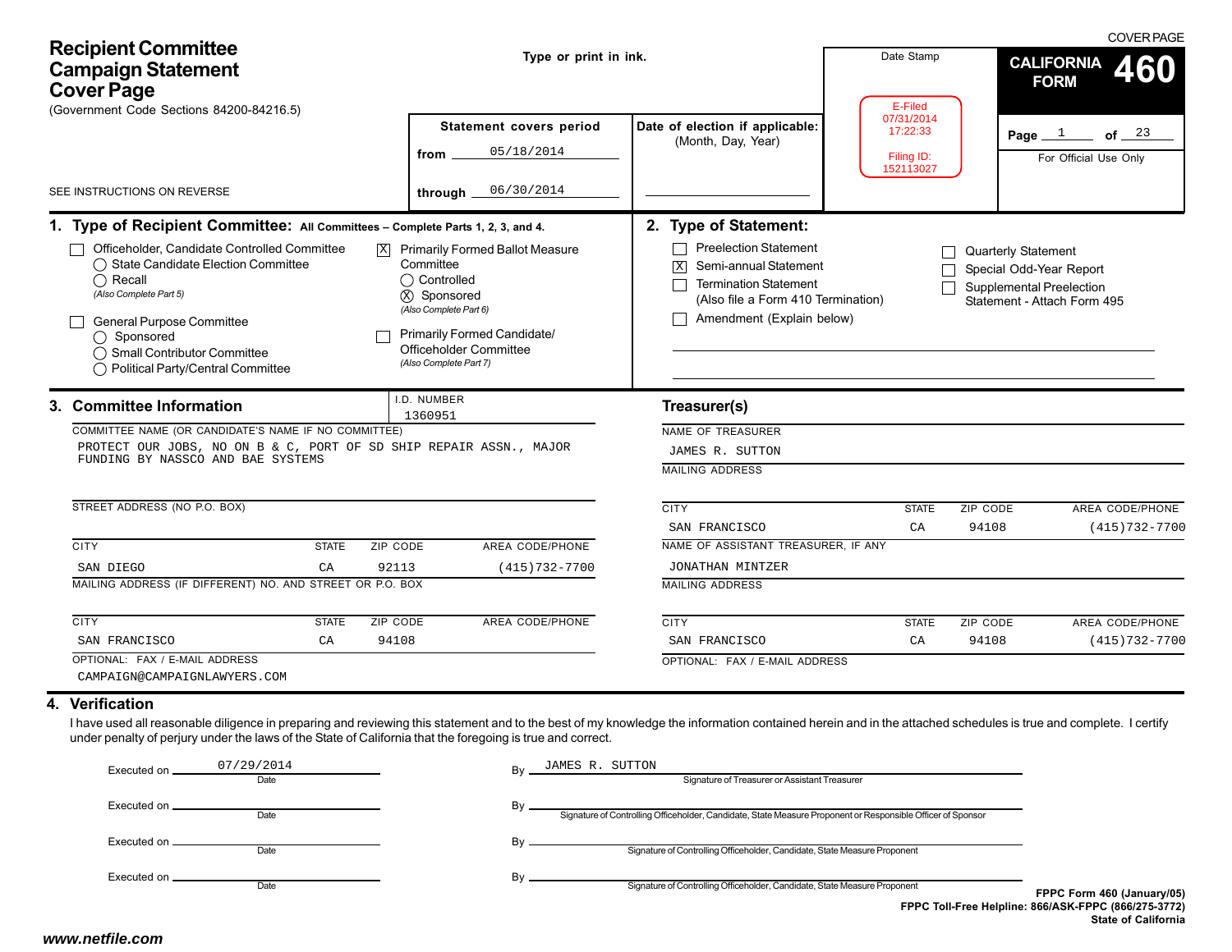COVER PAGE

# Recipient Committee Campaign Statement Cover Page

(Government Code Sections 84200-84216.5)

SEE INSTRUCTIONS ON REVERSE

**Type or print in ink.**

**Statement covers period**

from 05/18/2014

through 06/30/2014

**Date of election if applicable:** (Month, Day, Year)

Date Stamp

E-Filed
07/31/2014
17:22:33

Filing ID:
152113027

**CALIFORNIA FORM 460**

Page 1 of 23

For Official Use Only

## 1. Type of Recipient Committee: All Committees – Complete Parts 1, 2, 3, and 4.

- [ ] Officeholder, Candidate Controlled Committee
  - ◯ State Candidate Election Committee
  - ◯ Recall
  - *(Also Complete Part 5)*
- [ ] General Purpose Committee
  - ◯ Sponsored
  - ◯ Small Contributor Committee
  - ◯ Political Party/Central Committee
- [X] Primarily Formed Ballot Measure Committee
  - ◯ Controlled
  - ⊗ Sponsored
  - *(Also Complete Part 6)*
- [ ] Primarily Formed Candidate/ Officeholder Committee
  - *(Also Complete Part 7)*

## 2. Type of Statement:

- [ ] Preelection Statement
- [X] Semi-annual Statement
- [ ] Termination Statement (Also file a Form 410 Termination)
- [ ] Amendment (Explain below)
- [ ] Quarterly Statement
- [ ] Special Odd-Year Report
- [ ] Supplemental Preelection Statement - Attach Form 495

## 3. Committee Information

I.D. NUMBER: 1360951

COMMITTEE NAME (OR CANDIDATE'S NAME IF NO COMMITTEE): PROTECT OUR JOBS, NO ON B & C, PORT OF SD SHIP REPAIR ASSN., MAJOR FUNDING BY NASSCO AND BAE SYSTEMS

STREET ADDRESS (NO P.O. BOX):

| CITY | STATE | ZIP CODE | AREA CODE/PHONE |
|---|---|---|---|
| SAN DIEGO | CA | 92113 | (415)732-7700 |

MAILING ADDRESS (IF DIFFERENT) NO. AND STREET OR P.O. BOX:

| CITY | STATE | ZIP CODE | AREA CODE/PHONE |
|---|---|---|---|
| SAN FRANCISCO | CA | 94108 | |

OPTIONAL: FAX / E-MAIL ADDRESS: CAMPAIGN@CAMPAIGNLAWYERS.COM

### Treasurer(s)

NAME OF TREASURER: JAMES R. SUTTON

MAILING ADDRESS:

| CITY | STATE | ZIP CODE | AREA CODE/PHONE |
|---|---|---|---|
| SAN FRANCISCO | CA | 94108 | (415)732-7700 |

NAME OF ASSISTANT TREASURER, IF ANY: JONATHAN MINTZER

MAILING ADDRESS:

| CITY | STATE | ZIP CODE | AREA CODE/PHONE |
|---|---|---|---|
| SAN FRANCISCO | CA | 94108 | (415)732-7700 |

OPTIONAL: FAX / E-MAIL ADDRESS:

## 4. Verification

I have used all reasonable diligence in preparing and reviewing this statement and to the best of my knowledge the information contained herein and in the attached schedules is true and complete. I certify under penalty of perjury under the laws of the State of California that the foregoing is true and correct.

Executed on 07/29/2014 (Date) By JAMES R. SUTTON (Signature of Treasurer or Assistant Treasurer)

Executed on ______ (Date) By ______ (Signature of Controlling Officeholder, Candidate, State Measure Proponent or Responsible Officer of Sponsor)

Executed on ______ (Date) By ______ (Signature of Controlling Officeholder, Candidate, State Measure Proponent)

Executed on ______ (Date) By ______ (Signature of Controlling Officeholder, Candidate, State Measure Proponent)

FPPC Form 460 (January/05)
FPPC Toll-Free Helpline: 866/ASK-FPPC (866/275-3772)
State of California

www.netfile.com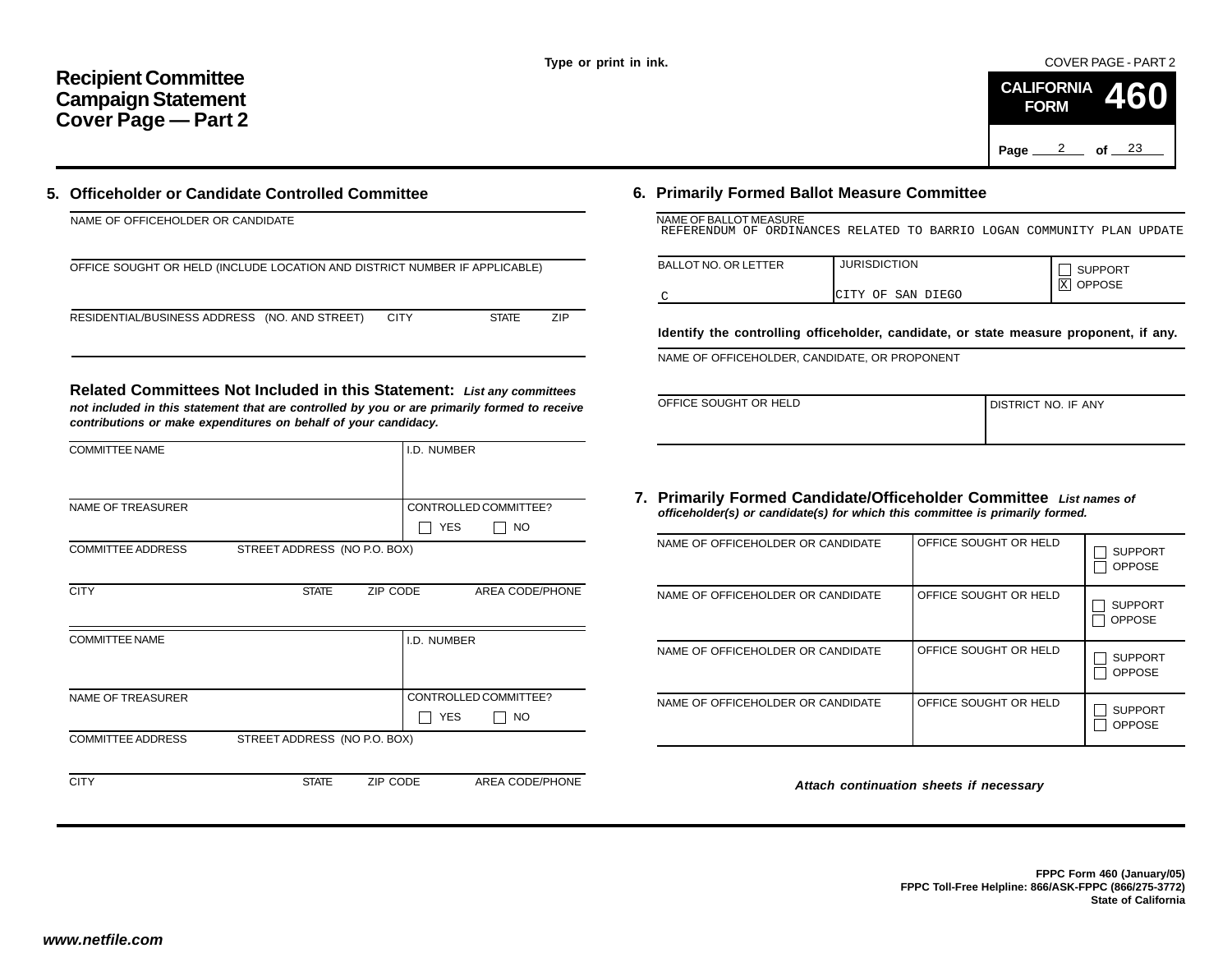Type or print in ink.

COVER PAGE - PART 2

# Recipient Committee Campaign Statement Cover Page — Part 2

**CALIFORNIA FORM 460**

Page 2 of 23

## 5. Officeholder or Candidate Controlled Committee

NAME OF OFFICEHOLDER OR CANDIDATE

OFFICE SOUGHT OR HELD (INCLUDE LOCATION AND DISTRICT NUMBER IF APPLICABLE)

RESIDENTIAL/BUSINESS ADDRESS (NO. AND STREET) CITY STATE ZIP

### Related Committees Not Included in this Statement:

*List any committees not included in this statement that are controlled by you or are primarily formed to receive contributions or make expenditures on behalf of your candidacy.*

| COMMITTEE NAME | | | I.D. NUMBER |
|---|---|---|---|
| NAME OF TREASURER | | | CONTROLLED COMMITTEE? ☐ YES ☐ NO |
| COMMITTEE ADDRESS | STREET ADDRESS (NO P.O. BOX) | | |
| CITY | STATE | ZIP CODE | AREA CODE/PHONE |

| COMMITTEE NAME | | | I.D. NUMBER |
|---|---|---|---|
| NAME OF TREASURER | | | CONTROLLED COMMITTEE? ☐ YES ☐ NO |
| COMMITTEE ADDRESS | STREET ADDRESS (NO P.O. BOX) | | |
| CITY | STATE | ZIP CODE | AREA CODE/PHONE |

## 6. Primarily Formed Ballot Measure Committee

NAME OF BALLOT MEASURE
REFERENDUM OF ORDINANCES RELATED TO BARRIO LOGAN COMMUNITY PLAN UPDATE

| BALLOT NO. OR LETTER | JURISDICTION | |
|---|---|---|
| C | CITY OF SAN DIEGO | ☐ SUPPORT ☒ OPPOSE |

**Identify the controlling officeholder, candidate, or state measure proponent, if any.**

NAME OF OFFICEHOLDER, CANDIDATE, OR PROPONENT

| OFFICE SOUGHT OR HELD | DISTRICT NO. IF ANY |
|---|---|
| | |

## 7. Primarily Formed Candidate/Officeholder Committee

*List names of officeholder(s) or candidate(s) for which this committee is primarily formed.*

| NAME OF OFFICEHOLDER OR CANDIDATE | OFFICE SOUGHT OR HELD | |
|---|---|---|
| | | ☐ SUPPORT ☐ OPPOSE |
| | | ☐ SUPPORT ☐ OPPOSE |
| | | ☐ SUPPORT ☐ OPPOSE |
| | | ☐ SUPPORT ☐ OPPOSE |

*Attach continuation sheets if necessary*

**FPPC Form 460 (January/05)**
**FPPC Toll-Free Helpline: 866/ASK-FPPC (866/275-3772)**
**State of California**

*www.netfile.com*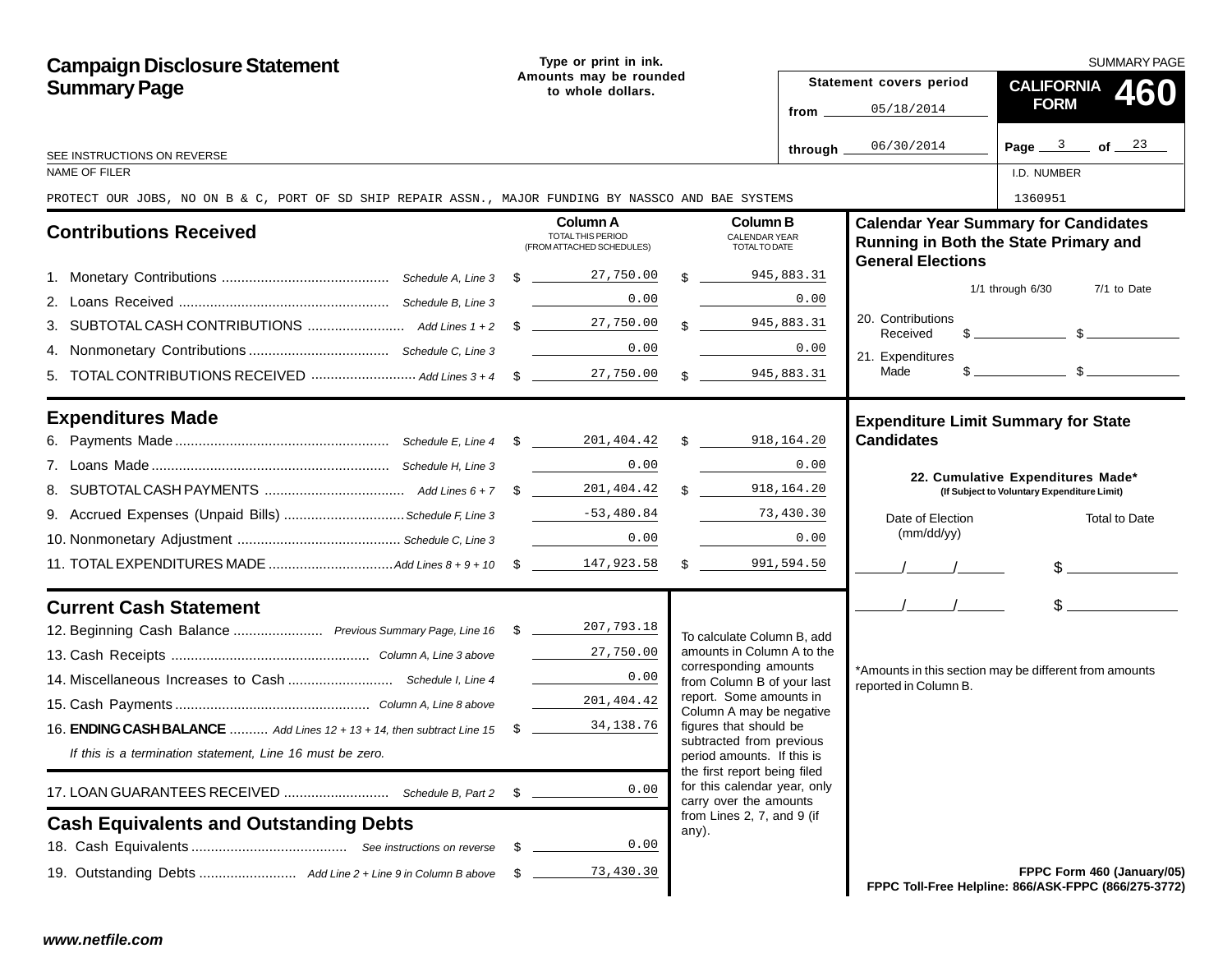# Campaign Disclosure Statement Summary Page

Type or print in ink.
Amounts may be rounded to whole dollars.

SEE INSTRUCTIONS ON REVERSE

Statement covers period
from 05/18/2014
through 06/30/2014

SUMMARY PAGE
CALIFORNIA FORM **460**

Page 3 of 23

| NAME OF FILER | I.D. NUMBER |
|---|---|
| PROTECT OUR JOBS, NO ON B & C, PORT OF SD SHIP REPAIR ASSN., MAJOR FUNDING BY NASSCO AND BAE SYSTEMS | 1360951 |

## Contributions Received

| | | Column A TOTAL THIS PERIOD (FROM ATTACHED SCHEDULES) | Column B CALENDAR YEAR TOTAL TO DATE |
|---|---|---|---|
| 1. Monetary Contributions | Schedule A, Line 3 | $ 27,750.00 | $ 945,883.31 |
| 2. Loans Received | Schedule B, Line 3 | 0.00 | 0.00 |
| 3. SUBTOTAL CASH CONTRIBUTIONS | Add Lines 1 + 2 | $ 27,750.00 | $ 945,883.31 |
| 4. Nonmonetary Contributions | Schedule C, Line 3 | 0.00 | 0.00 |
| 5. TOTAL CONTRIBUTIONS RECEIVED | Add Lines 3 + 4 | $ 27,750.00 | $ 945,883.31 |

## Expenditures Made

| | | Column A | Column B |
|---|---|---|---|
| 6. Payments Made | Schedule E, Line 4 | $ 201,404.42 | $ 918,164.20 |
| 7. Loans Made | Schedule H, Line 3 | 0.00 | 0.00 |
| 8. SUBTOTAL CASH PAYMENTS | Add Lines 6 + 7 | $ 201,404.42 | $ 918,164.20 |
| 9. Accrued Expenses (Unpaid Bills) | Schedule F, Line 3 | -53,480.84 | 73,430.30 |
| 10. Nonmonetary Adjustment | Schedule C, Line 3 | 0.00 | 0.00 |
| 11. TOTAL EXPENDITURES MADE | Add Lines 8 + 9 + 10 | $ 147,923.58 | $ 991,594.50 |

## Current Cash Statement

| | | |
|---|---|---|
| 12. Beginning Cash Balance | Previous Summary Page, Line 16 | $ 207,793.18 |
| 13. Cash Receipts | Column A, Line 3 above | 27,750.00 |
| 14. Miscellaneous Increases to Cash | Schedule I, Line 4 | 0.00 |
| 15. Cash Payments | Column A, Line 8 above | 201,404.42 |
| 16. **ENDING CASH BALANCE** | Add Lines 12 + 13 + 14, then subtract Line 15 | $ 34,138.76 |

*If this is a termination statement, Line 16 must be zero.*

| | | |
|---|---|---|
| 17. LOAN GUARANTEES RECEIVED | Schedule B, Part 2 | $ 0.00 |

To calculate Column B, add amounts in Column A to the corresponding amounts from Column B of your last report. Some amounts in Column A may be negative figures that should be subtracted from previous period amounts. If this is the first report being filed for this calendar year, only carry over the amounts from Lines 2, 7, and 9 (if any).

## Cash Equivalents and Outstanding Debts

| | | |
|---|---|---|
| 18. Cash Equivalents | See instructions on reverse | $ 0.00 |
| 19. Outstanding Debts | Add Line 2 + Line 9 in Column B above | $ 73,430.30 |

## Calendar Year Summary for Candidates Running in Both the State Primary and General Elections

| | 1/1 through 6/30 | 7/1 to Date |
|---|---|---|
| 20. Contributions Received | $ | $ |
| 21. Expenditures Made | $ | $ |

## Expenditure Limit Summary for State Candidates

**22. Cumulative Expenditures Made*** **(If Subject to Voluntary Expenditure Limit)**

| Date of Election (mm/dd/yy) | Total to Date |
|---|---|
| / / | $ |
| / / | $ |

*Amounts in this section may be different from amounts reported in Column B.

FPPC Form 460 (January/05)
FPPC Toll-Free Helpline: 866/ASK-FPPC (866/275-3772)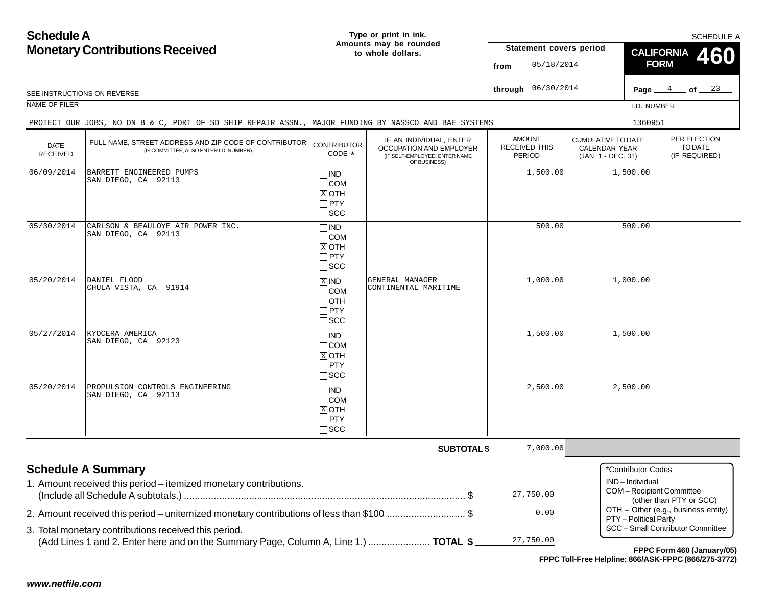# Schedule A
## Monetary Contributions Received

**Type or print in ink. Amounts may be rounded to whole dollars.**

SCHEDULE A

**CALIFORNIA FORM 460**

Statement covers period
from 05/18/2014
through 06/30/2014

Page 4 of 23

SEE INSTRUCTIONS ON REVERSE

NAME OF FILER: PROTECT OUR JOBS, NO ON B & C, PORT OF SD SHIP REPAIR ASSN., MAJOR FUNDING BY NASSCO AND BAE SYSTEMS

I.D. NUMBER: 1360951

| DATE RECEIVED | FULL NAME, STREET ADDRESS AND ZIP CODE OF CONTRIBUTOR (IF COMMITTEE, ALSO ENTER I.D. NUMBER) | CONTRIBUTOR CODE * | IF AN INDIVIDUAL, ENTER OCCUPATION AND EMPLOYER (IF SELF-EMPLOYED, ENTER NAME OF BUSINESS) | AMOUNT RECEIVED THIS PERIOD | CUMULATIVE TO DATE CALENDAR YEAR (JAN. 1 - DEC. 31) | PER ELECTION TO DATE (IF REQUIRED) |
|---|---|---|---|---|---|---|
| 06/09/2014 | BARRETT ENGINEERED PUMPS<br>SAN DIEGO, CA 92113 | ☐IND ☐COM ☒OTH ☐PTY ☐SCC | | 1,500.00 | 1,500.00 | |
| 05/30/2014 | CARLSON & BEAULOYE AIR POWER INC.<br>SAN DIEGO, CA 92113 | ☐IND ☐COM ☒OTH ☐PTY ☐SCC | | 500.00 | 500.00 | |
| 05/20/2014 | DANIEL FLOOD<br>CHULA VISTA, CA 91914 | ☒IND ☐COM ☐OTH ☐PTY ☐SCC | GENERAL MANAGER<br>CONTINENTAL MARITIME | 1,000.00 | 1,000.00 | |
| 05/27/2014 | KYOCERA AMERICA<br>SAN DIEGO, CA 92123 | ☐IND ☐COM ☒OTH ☐PTY ☐SCC | | 1,500.00 | 1,500.00 | |
| 05/20/2014 | PROPULSION CONTROLS ENGINEERING<br>SAN DIEGO, CA 92113 | ☐IND ☐COM ☒OTH ☐PTY ☐SCC | | 2,500.00 | 2,500.00 | |
| | | | **SUBTOTAL $** | 7,000.00 | | |

### Schedule A Summary

1. Amount received this period – itemized monetary contributions. (Include all Schedule A subtotals.) ........ $ 27,750.00
2. Amount received this period – unitemized monetary contributions of less than $100 ........ $ 0.00
3. Total monetary contributions received this period. (Add Lines 1 and 2. Enter here and on the Summary Page, Column A, Line 1.) ........ **TOTAL $** 27,750.00

*Contributor Codes
- IND – Individual
- COM – Recipient Committee (other than PTY or SCC)
- OTH – Other (e.g., business entity)
- PTY – Political Party
- SCC – Small Contributor Committee

**FPPC Form 460 (January/05)**
**FPPC Toll-Free Helpline: 866/ASK-FPPC (866/275-3772)**

*www.netfile.com*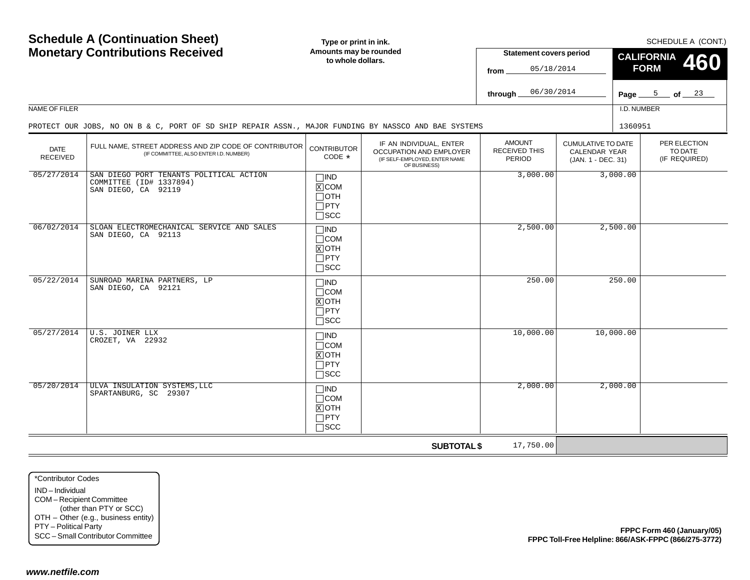# Schedule A (Continuation Sheet)
# Monetary Contributions Received

**Type or print in ink. Amounts may be rounded to whole dollars.**

SCHEDULE A (CONT.)

**CALIFORNIA FORM 460**

**Statement covers period**

from 05/18/2014

through 06/30/2014

NAME OF FILER

PROTECT OUR JOBS, NO ON B & C, PORT OF SD SHIP REPAIR ASSN., MAJOR FUNDING BY NASSCO AND BAE SYSTEMS

I.D. NUMBER

1360951

| DATE RECEIVED | FULL NAME, STREET ADDRESS AND ZIP CODE OF CONTRIBUTOR (IF COMMITTEE, ALSO ENTER I.D. NUMBER) | CONTRIBUTOR CODE * | IF AN INDIVIDUAL, ENTER OCCUPATION AND EMPLOYER (IF SELF-EMPLOYED, ENTER NAME OF BUSINESS) | AMOUNT RECEIVED THIS PERIOD | CUMULATIVE TO DATE CALENDAR YEAR (JAN. 1 - DEC. 31) | PER ELECTION TO DATE (IF REQUIRED) |
|---|---|---|---|---|---|---|
| 05/27/2014 | SAN DIEGO PORT TENANTS POLITICAL ACTION COMMITTEE (ID# 1337894) SAN DIEGO, CA 92119 | COM | | 3,000.00 | 3,000.00 | |
| 06/02/2014 | SLOAN ELECTROMECHANICAL SERVICE AND SALES SAN DIEGO, CA 92113 | OTH | | 2,500.00 | 2,500.00 | |
| 05/22/2014 | SUNROAD MARINA PARTNERS, LP SAN DIEGO, CA 92121 | OTH | | 250.00 | 250.00 | |
| 05/27/2014 | U.S. JOINER LLX CROZET, VA 22932 | OTH | | 10,000.00 | 10,000.00 | |
| 05/20/2014 | ULVA INSULATION SYSTEMS,LLC SPARTANBURG, SC 29307 | OTH | | 2,000.00 | 2,000.00 | |
| | | | **SUBTOTAL $** | 17,750.00 | | |

*Contributor Codes

IND – Individual
COM – Recipient Committee (other than PTY or SCC)
OTH – Other (e.g., business entity)
PTY – Political Party
SCC – Small Contributor Committee

**FPPC Form 460 (January/05)**
**FPPC Toll-Free Helpline: 866/ASK-FPPC (866/275-3772)**

***www.netfile.com***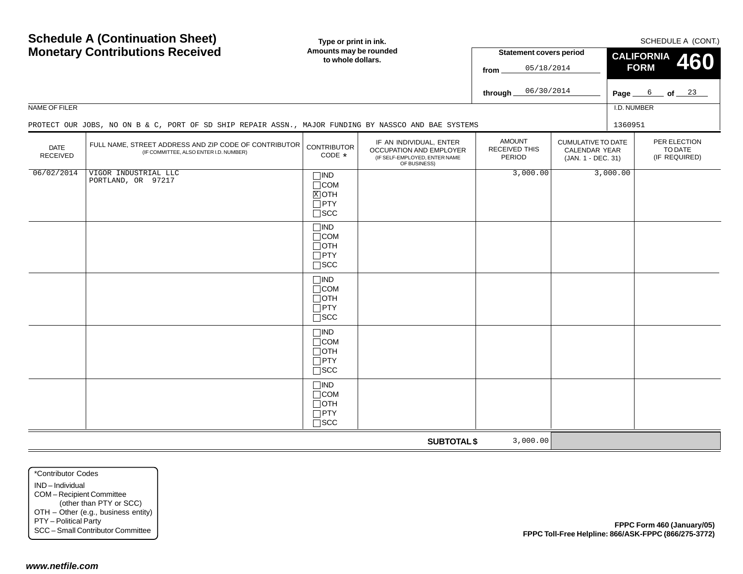# Schedule A (Continuation Sheet)
# Monetary Contributions Received

**Type or print in ink. Amounts may be rounded to whole dollars.**

SCHEDULE A (CONT.)

**Statement covers period**

from 05/18/2014

through 06/30/2014

**CALIFORNIA FORM 460**

Page 6 of 23

NAME OF FILER

PROTECT OUR JOBS, NO ON B & C, PORT OF SD SHIP REPAIR ASSN., MAJOR FUNDING BY NASSCO AND BAE SYSTEMS

I.D. NUMBER

1360951

| DATE RECEIVED | FULL NAME, STREET ADDRESS AND ZIP CODE OF CONTRIBUTOR (IF COMMITTEE, ALSO ENTER I.D. NUMBER) | CONTRIBUTOR CODE * | IF AN INDIVIDUAL, ENTER OCCUPATION AND EMPLOYER (IF SELF-EMPLOYED, ENTER NAME OF BUSINESS) | AMOUNT RECEIVED THIS PERIOD | CUMULATIVE TO DATE CALENDAR YEAR (JAN. 1 - DEC. 31) | PER ELECTION TO DATE (IF REQUIRED) |
|---|---|---|---|---|---|---|
| 06/02/2014 | VIGOR INDUSTRIAL LLC<br>PORTLAND, OR 97217 | ☐IND ☐COM ☒OTH ☐PTY ☐SCC | | 3,000.00 | 3,000.00 | |
| | | ☐IND ☐COM ☐OTH ☐PTY ☐SCC | | | | |
| | | ☐IND ☐COM ☐OTH ☐PTY ☐SCC | | | | |
| | | ☐IND ☐COM ☐OTH ☐PTY ☐SCC | | | | |
| | | ☐IND ☐COM ☐OTH ☐PTY ☐SCC | | | | |
| | | | **SUBTOTAL $** | 3,000.00 | | |

*Contributor Codes

IND – Individual
COM – Recipient Committee (other than PTY or SCC)
OTH – Other (e.g., business entity)
PTY – Political Party
SCC – Small Contributor Committee

**FPPC Form 460 (January/05)**
**FPPC Toll-Free Helpline: 866/ASK-FPPC (866/275-3772)**

***www.netfile.com***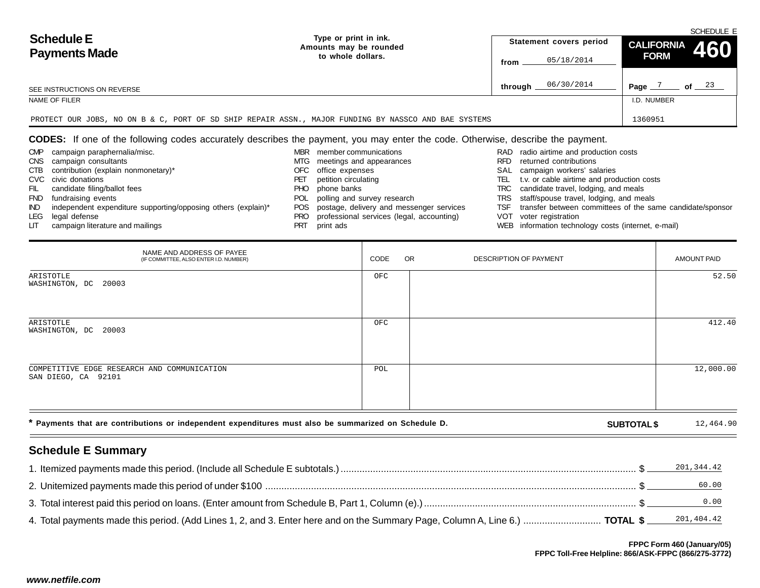# Schedule E
# Payments Made

Type or print in ink. Amounts may be rounded to whole dollars.

SCHEDULE E

Statement covers period from 05/18/2014 through 06/30/2014

**CALIFORNIA FORM 460**

SEE INSTRUCTIONS ON REVERSE

NAME OF FILER: PROTECT OUR JOBS, NO ON B & C, PORT OF SD SHIP REPAIR ASSN., MAJOR FUNDING BY NASSCO AND BAE SYSTEMS

I.D. NUMBER: 1360951

**CODES:** If one of the following codes accurately describes the payment, you may enter the code. Otherwise, describe the payment.

| | | | | | |
|---|---|---|---|---|---|
| CMP | campaign paraphernalia/misc. | MBR | member communications | RAD | radio airtime and production costs |
| CNS | campaign consultants | MTG | meetings and appearances | RFD | returned contributions |
| CTB | contribution (explain nonmonetary)* | OFC | office expenses | SAL | campaign workers' salaries |
| CVC | civic donations | PET | petition circulating | TEL | t.v. or cable airtime and production costs |
| FIL | candidate filing/ballot fees | PHO | phone banks | TRC | candidate travel, lodging, and meals |
| FND | fundraising events | POL | polling and survey research | TRS | staff/spouse travel, lodging, and meals |
| IND | independent expenditure supporting/opposing others (explain)* | POS | postage, delivery and messenger services | TSF | transfer between committees of the same candidate/sponsor |
| LEG | legal defense | PRO | professional services (legal, accounting) | VOT | voter registration |
| LIT | campaign literature and mailings | PRT | print ads | WEB | information technology costs (internet, e-mail) |

| NAME AND ADDRESS OF PAYEE (IF COMMITTEE, ALSO ENTER I.D. NUMBER) | CODE | OR DESCRIPTION OF PAYMENT | AMOUNT PAID |
|---|---|---|---|
| ARISTOTLE<br>WASHINGTON, DC 20003 | OFC | | 52.50 |
| ARISTOTLE<br>WASHINGTON, DC 20003 | OFC | | 412.40 |
| COMPETITIVE EDGE RESEARCH AND COMMUNICATION<br>SAN DIEGO, CA 92101 | POL | | 12,000.00 |

**\* Payments that are contributions or independent expenditures must also be summarized on Schedule D.**

**SUBTOTAL $** 12,464.90

## Schedule E Summary

1. Itemized payments made this period. (Include all Schedule E subtotals.) $ 201,344.42
2. Unitemized payments made this period of under $100 $ 60.00
3. Total interest paid this period on loans. (Enter amount from Schedule B, Part 1, Column (e).) $ 0.00
4. Total payments made this period. (Add Lines 1, 2, and 3. Enter here and on the Summary Page, Column A, Line 6.) **TOTAL $** 201,404.42

**FPPC Form 460 (January/05)**
**FPPC Toll-Free Helpline: 866/ASK-FPPC (866/275-3772)**

*www.netfile.com*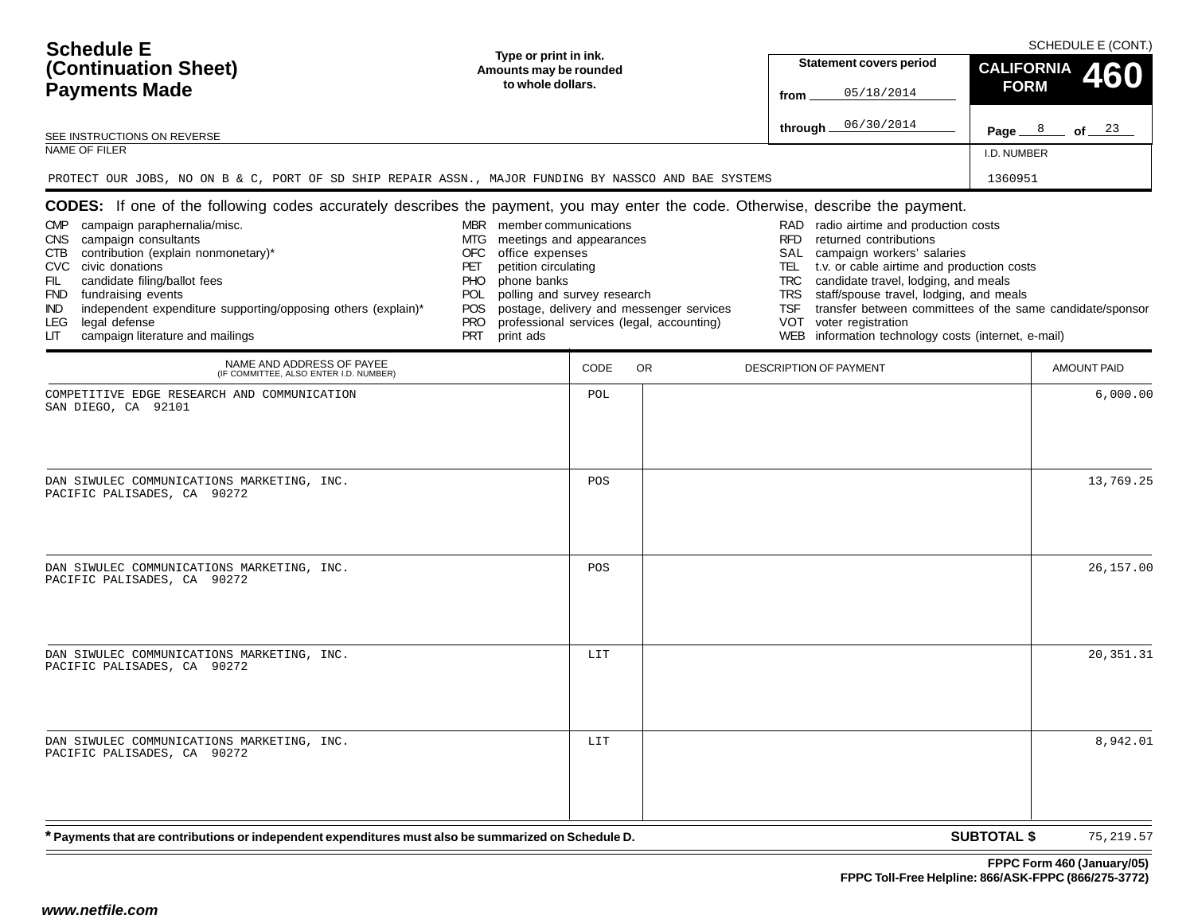# Schedule E (Continuation Sheet) Payments Made

SCHEDULE E (CONT.)

Type or print in ink. Amounts may be rounded to whole dollars.

**Statement covers period**

from 05/18/2014

through 06/30/2014

**CALIFORNIA FORM 460**

Page 8 of 23

SEE INSTRUCTIONS ON REVERSE

NAME OF FILER: PROTECT OUR JOBS, NO ON B & C, PORT OF SD SHIP REPAIR ASSN., MAJOR FUNDING BY NASSCO AND BAE SYSTEMS

I.D. NUMBER: 1360951

**CODES:** If one of the following codes accurately describes the payment, you may enter the code. Otherwise, describe the payment.

- CMP campaign paraphernalia/misc.
- CNS campaign consultants
- CTB contribution (explain nonmonetary)*
- CVC civic donations
- FIL candidate filing/ballot fees
- FND fundraising events
- IND independent expenditure supporting/opposing others (explain)*
- LEG legal defense
- LIT campaign literature and mailings
- MBR member communications
- MTG meetings and appearances
- OFC office expenses
- PET petition circulating
- PHO phone banks
- POL polling and survey research
- POS postage, delivery and messenger services
- PRO professional services (legal, accounting)
- PRT print ads
- RAD radio airtime and production costs
- RFD returned contributions
- SAL campaign workers' salaries
- TEL t.v. or cable airtime and production costs
- TRC candidate travel, lodging, and meals
- TRS staff/spouse travel, lodging, and meals
- TSF transfer between committees of the same candidate/sponsor
- VOT voter registration
- WEB information technology costs (internet, e-mail)

| NAME AND ADDRESS OF PAYEE (IF COMMITTEE, ALSO ENTER I.D. NUMBER) | CODE | DESCRIPTION OF PAYMENT | AMOUNT PAID |
|---|---|---|---|
| COMPETITIVE EDGE RESEARCH AND COMMUNICATION SAN DIEGO, CA 92101 | POL | | 6,000.00 |
| DAN SIWULEC COMMUNICATIONS MARKETING, INC. PACIFIC PALISADES, CA 90272 | POS | | 13,769.25 |
| DAN SIWULEC COMMUNICATIONS MARKETING, INC. PACIFIC PALISADES, CA 90272 | POS | | 26,157.00 |
| DAN SIWULEC COMMUNICATIONS MARKETING, INC. PACIFIC PALISADES, CA 90272 | LIT | | 20,351.31 |
| DAN SIWULEC COMMUNICATIONS MARKETING, INC. PACIFIC PALISADES, CA 90272 | LIT | | 8,942.01 |

**\* Payments that are contributions or independent expenditures must also be summarized on Schedule D.**

**SUBTOTAL $** 75,219.57

FPPC Form 460 (January/05)
FPPC Toll-Free Helpline: 866/ASK-FPPC (866/275-3772)

www.netfile.com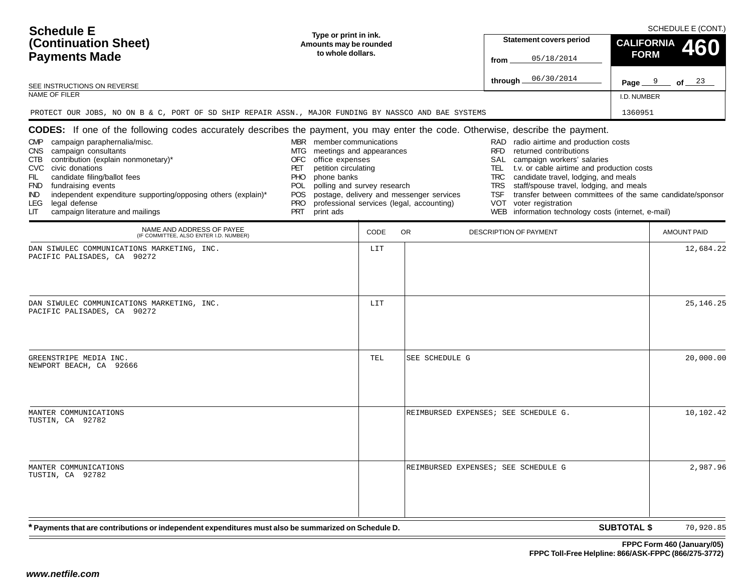# Schedule E (Continuation Sheet) Payments Made

SCHEDULE E (CONT.)

Type or print in ink. Amounts may be rounded to whole dollars.

Statement covers period from 05/18/2014 through 06/30/2014

CALIFORNIA FORM 460

Page 9 of 23

SEE INSTRUCTIONS ON REVERSE

NAME OF FILER: PROTECT OUR JOBS, NO ON B & C, PORT OF SD SHIP REPAIR ASSN., MAJOR FUNDING BY NASSCO AND BAE SYSTEMS

I.D. NUMBER: 1360951

**CODES:** If one of the following codes accurately describes the payment, you may enter the code. Otherwise, describe the payment.

- CMP campaign paraphernalia/misc.
- CNS campaign consultants
- CTB contribution (explain nonmonetary)*
- CVC civic donations
- FIL candidate filing/ballot fees
- FND fundraising events
- IND independent expenditure supporting/opposing others (explain)*
- LEG legal defense
- LIT campaign literature and mailings
- MBR member communications
- MTG meetings and appearances
- OFC office expenses
- PET petition circulating
- PHO phone banks
- POL polling and survey research
- POS postage, delivery and messenger services
- PRO professional services (legal, accounting)
- PRT print ads
- RAD radio airtime and production costs
- RFD returned contributions
- SAL campaign workers' salaries
- TEL t.v. or cable airtime and production costs
- TRC candidate travel, lodging, and meals
- TRS staff/spouse travel, lodging, and meals
- TSF transfer between committees of the same candidate/sponsor
- VOT voter registration
- WEB information technology costs (internet, e-mail)

| NAME AND ADDRESS OF PAYEE (IF COMMITTEE, ALSO ENTER I.D. NUMBER) | CODE | OR DESCRIPTION OF PAYMENT | AMOUNT PAID |
|---|---|---|---|
| DAN SIWULEC COMMUNICATIONS MARKETING, INC. PACIFIC PALISADES, CA 90272 | LIT | | 12,684.22 |
| DAN SIWULEC COMMUNICATIONS MARKETING, INC. PACIFIC PALISADES, CA 90272 | LIT | | 25,146.25 |
| GREENSTRIPE MEDIA INC. NEWPORT BEACH, CA 92666 | TEL | SEE SCHEDULE G | 20,000.00 |
| MANTER COMMUNICATIONS TUSTIN, CA 92782 | | REIMBURSED EXPENSES; SEE SCHEDULE G. | 10,102.42 |
| MANTER COMMUNICATIONS TUSTIN, CA 92782 | | REIMBURSED EXPENSES; SEE SCHEDULE G | 2,987.96 |

**\* Payments that are contributions or independent expenditures must also be summarized on Schedule D.**

**SUBTOTAL $** 70,920.85

FPPC Form 460 (January/05)
FPPC Toll-Free Helpline: 866/ASK-FPPC (866/275-3772)

www.netfile.com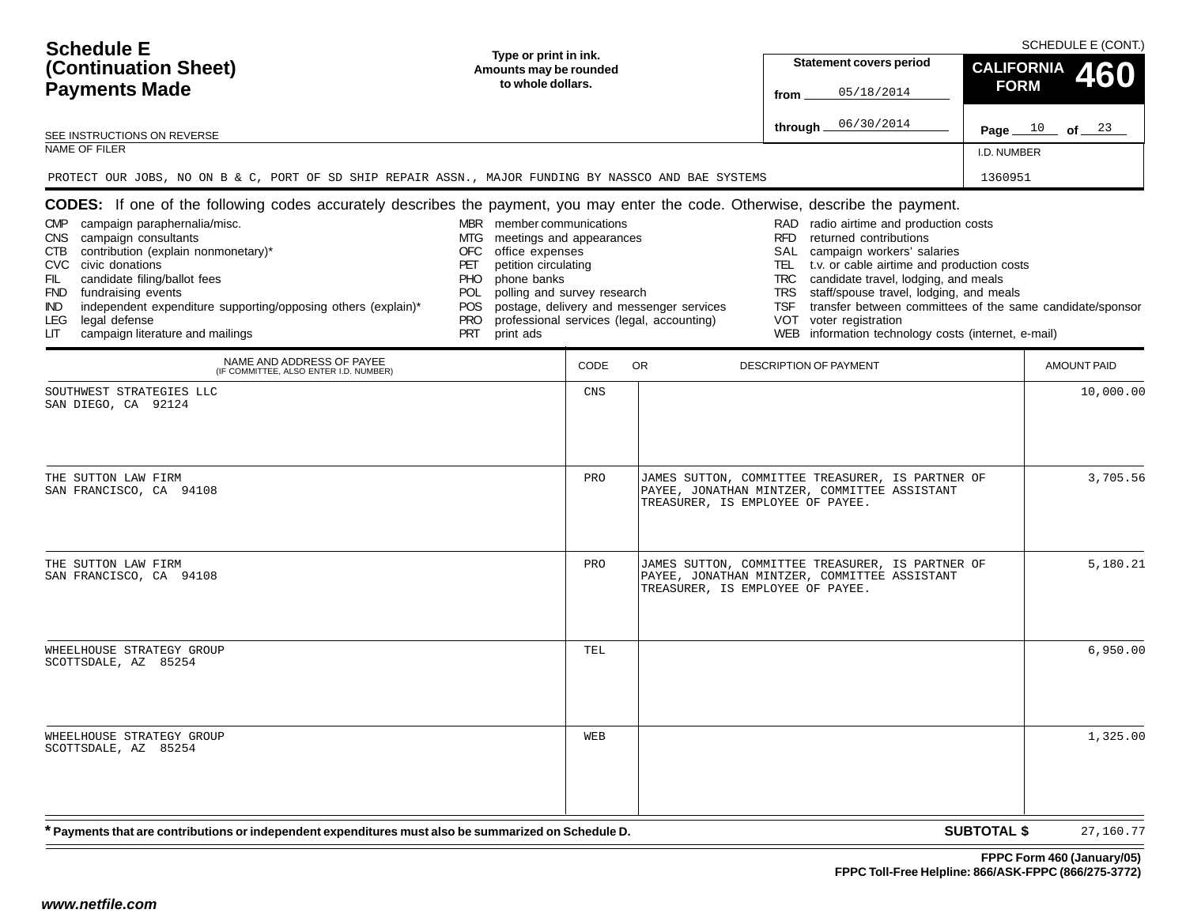# Schedule E (Continuation Sheet) Payments Made

SCHEDULE E (CONT.)

Type or print in ink.
Amounts may be rounded to whole dollars.

**Statement covers period**
from 05/18/2014
through 06/30/2014

**CALIFORNIA FORM 460**

Page 10 of 23

SEE INSTRUCTIONS ON REVERSE

NAME OF FILER: PROTECT OUR JOBS, NO ON B & C, PORT OF SD SHIP REPAIR ASSN., MAJOR FUNDING BY NASSCO AND BAE SYSTEMS

I.D. NUMBER: 1360951

**CODES:** If one of the following codes accurately describes the payment, you may enter the code. Otherwise, describe the payment.

- CMP campaign paraphernalia/misc.
- CNS campaign consultants
- CTB contribution (explain nonmonetary)*
- CVC civic donations
- FIL candidate filing/ballot fees
- FND fundraising events
- IND independent expenditure supporting/opposing others (explain)*
- LEG legal defense
- LIT campaign literature and mailings
- MBR member communications
- MTG meetings and appearances
- OFC office expenses
- PET petition circulating
- PHO phone banks
- POL polling and survey research
- POS postage, delivery and messenger services
- PRO professional services (legal, accounting)
- PRT print ads
- RAD radio airtime and production costs
- RFD returned contributions
- SAL campaign workers' salaries
- TEL t.v. or cable airtime and production costs
- TRC candidate travel, lodging, and meals
- TRS staff/spouse travel, lodging, and meals
- TSF transfer between committees of the same candidate/sponsor
- VOT voter registration
- WEB information technology costs (internet, e-mail)

| NAME AND ADDRESS OF PAYEE (IF COMMITTEE, ALSO ENTER I.D. NUMBER) | CODE | DESCRIPTION OF PAYMENT | AMOUNT PAID |
|---|---|---|---|
| SOUTHWEST STRATEGIES LLC<br>SAN DIEGO, CA 92124 | CNS | | 10,000.00 |
| THE SUTTON LAW FIRM<br>SAN FRANCISCO, CA 94108 | PRO | JAMES SUTTON, COMMITTEE TREASURER, IS PARTNER OF PAYEE, JONATHAN MINTZER, COMMITTEE ASSISTANT TREASURER, IS EMPLOYEE OF PAYEE. | 3,705.56 |
| THE SUTTON LAW FIRM<br>SAN FRANCISCO, CA 94108 | PRO | JAMES SUTTON, COMMITTEE TREASURER, IS PARTNER OF PAYEE, JONATHAN MINTZER, COMMITTEE ASSISTANT TREASURER, IS EMPLOYEE OF PAYEE. | 5,180.21 |
| WHEELHOUSE STRATEGY GROUP<br>SCOTTSDALE, AZ 85254 | TEL | | 6,950.00 |
| WHEELHOUSE STRATEGY GROUP<br>SCOTTSDALE, AZ 85254 | WEB | | 1,325.00 |

**\* Payments that are contributions or independent expenditures must also be summarized on Schedule D.**

**SUBTOTAL $** 27,160.77

**FPPC Form 460 (January/05)**
**FPPC Toll-Free Helpline: 866/ASK-FPPC (866/275-3772)**

*www.netfile.com*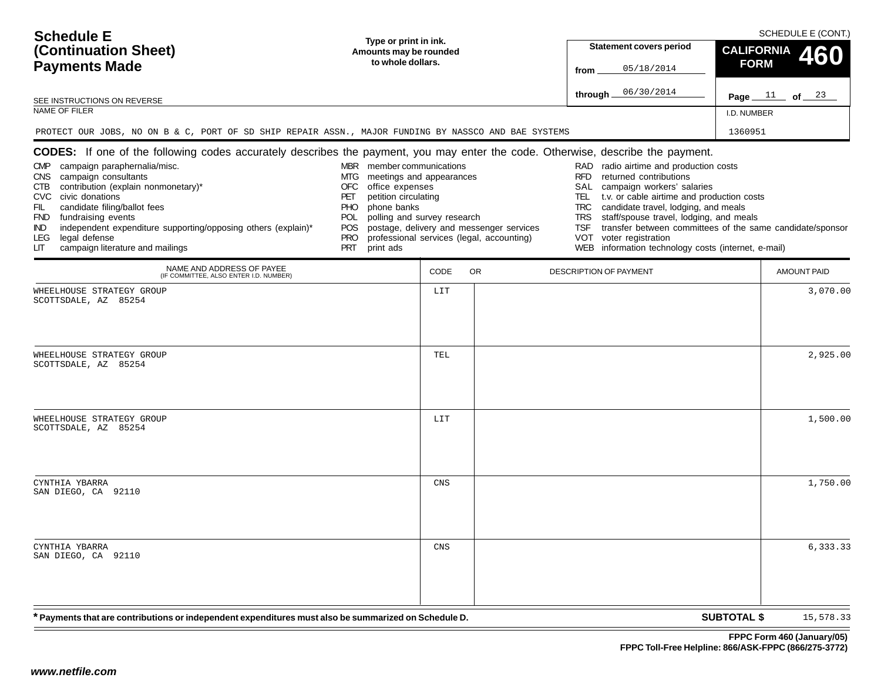# Schedule E (Continuation Sheet) Payments Made

SCHEDULE E (CONT.)

**Type or print in ink. Amounts may be rounded to whole dollars.**

SEE INSTRUCTIONS ON REVERSE

**Statement covers period**

from 05/18/2014

through 06/30/2014

**CALIFORNIA FORM 460**

Page 11 of 23

NAME OF FILER: PROTECT OUR JOBS, NO ON B & C, PORT OF SD SHIP REPAIR ASSN., MAJOR FUNDING BY NASSCO AND BAE SYSTEMS

I.D. NUMBER: 1360951

**CODES:** If one of the following codes accurately describes the payment, you may enter the code. Otherwise, describe the payment.

- CMP campaign paraphernalia/misc.
- CNS campaign consultants
- CTB contribution (explain nonmonetary)*
- CVC civic donations
- FIL candidate filing/ballot fees
- FND fundraising events
- IND independent expenditure supporting/opposing others (explain)*
- LEG legal defense
- LIT campaign literature and mailings
- MBR member communications
- MTG meetings and appearances
- OFC office expenses
- PET petition circulating
- PHO phone banks
- POL polling and survey research
- POS postage, delivery and messenger services
- PRO professional services (legal, accounting)
- PRT print ads
- RAD radio airtime and production costs
- RFD returned contributions
- SAL campaign workers' salaries
- TEL t.v. or cable airtime and production costs
- TRC candidate travel, lodging, and meals
- TRS staff/spouse travel, lodging, and meals
- TSF transfer between committees of the same candidate/sponsor
- VOT voter registration
- WEB information technology costs (internet, e-mail)

| NAME AND ADDRESS OF PAYEE (IF COMMITTEE, ALSO ENTER I.D. NUMBER) | CODE | OR DESCRIPTION OF PAYMENT | AMOUNT PAID |
|---|---|---|---|
| WHEELHOUSE STRATEGY GROUP<br>SCOTTSDALE, AZ 85254 | LIT | | 3,070.00 |
| WHEELHOUSE STRATEGY GROUP<br>SCOTTSDALE, AZ 85254 | TEL | | 2,925.00 |
| WHEELHOUSE STRATEGY GROUP<br>SCOTTSDALE, AZ 85254 | LIT | | 1,500.00 |
| CYNTHIA YBARRA<br>SAN DIEGO, CA 92110 | CNS | | 1,750.00 |
| CYNTHIA YBARRA<br>SAN DIEGO, CA 92110 | CNS | | 6,333.33 |

**\* Payments that are contributions or independent expenditures must also be summarized on Schedule D.**

**SUBTOTAL $** 15,578.33

**FPPC Form 460 (January/05)**
**FPPC Toll-Free Helpline: 866/ASK-FPPC (866/275-3772)**

*www.netfile.com*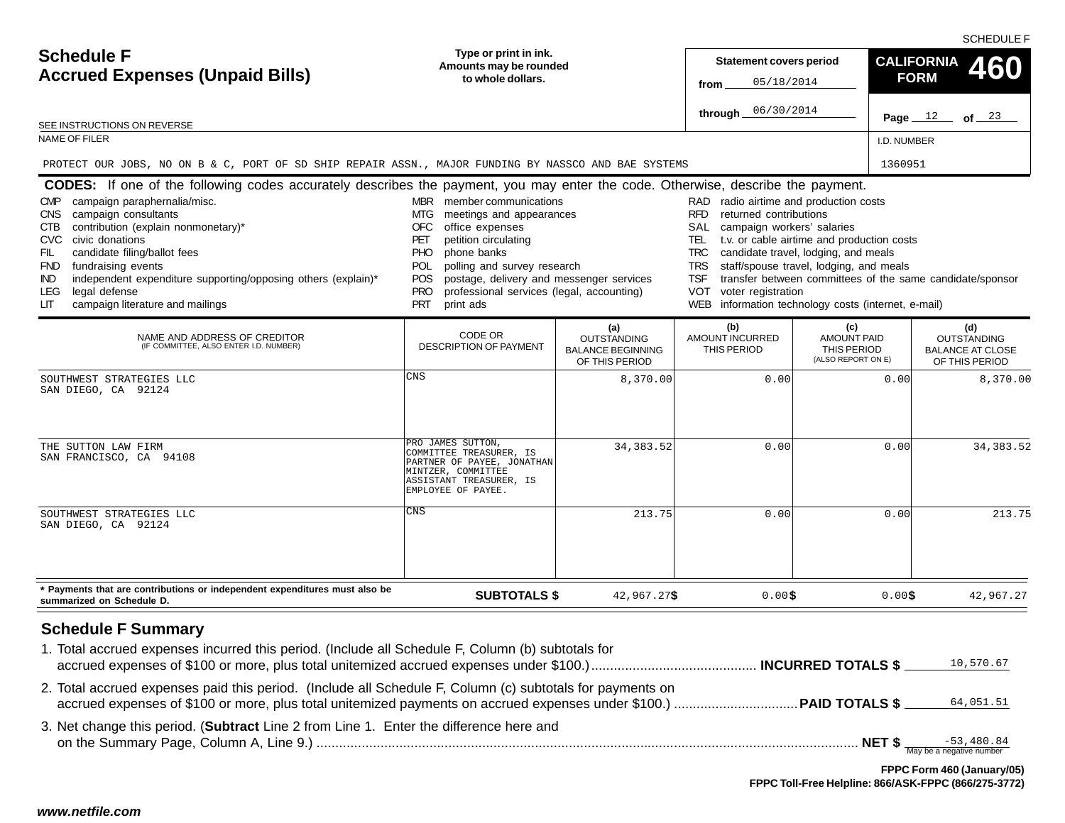SCHEDULE F

# Schedule F
## Accrued Expenses (Unpaid Bills)

**Type or print in ink. Amounts may be rounded to whole dollars.**

SEE INSTRUCTIONS ON REVERSE

Statement covers period from 05/18/2014 through 06/30/2014

**CALIFORNIA FORM 460**

Page 12 of 23

NAME OF FILER: PROTECT OUR JOBS, NO ON B & C, PORT OF SD SHIP REPAIR ASSN., MAJOR FUNDING BY NASSCO AND BAE SYSTEMS

I.D. NUMBER: 1360951

**CODES:** If one of the following codes accurately describes the payment, you may enter the code. Otherwise, describe the payment.

| | | | | | |
|---|---|---|---|---|---|
| CMP | campaign paraphernalia/misc. | MBR | member communications | RAD | radio airtime and production costs |
| CNS | campaign consultants | MTG | meetings and appearances | RFD | returned contributions |
| CTB | contribution (explain nonmonetary)* | OFC | office expenses | SAL | campaign workers' salaries |
| CVC | civic donations | PET | petition circulating | TEL | t.v. or cable airtime and production costs |
| FIL | candidate filing/ballot fees | PHO | phone banks | TRC | candidate travel, lodging, and meals |
| FND | fundraising events | POL | polling and survey research | TRS | staff/spouse travel, lodging, and meals |
| IND | independent expenditure supporting/opposing others (explain)* | POS | postage, delivery and messenger services | TSF | transfer between committees of the same candidate/sponsor |
| LEG | legal defense | PRO | professional services (legal, accounting) | VOT | voter registration |
| LIT | campaign literature and mailings | PRT | print ads | WEB | information technology costs (internet, e-mail) |

| NAME AND ADDRESS OF CREDITOR (IF COMMITTEE, ALSO ENTER I.D. NUMBER) | CODE OR DESCRIPTION OF PAYMENT | (a) OUTSTANDING BALANCE BEGINNING OF THIS PERIOD | (b) AMOUNT INCURRED THIS PERIOD | (c) AMOUNT PAID THIS PERIOD (ALSO REPORT ON E) | (d) OUTSTANDING BALANCE AT CLOSE OF THIS PERIOD |
|---|---|---|---|---|---|
| SOUTHWEST STRATEGIES LLC<br>SAN DIEGO, CA 92124 | CNS | 8,370.00 | 0.00 | 0.00 | 8,370.00 |
| THE SUTTON LAW FIRM<br>SAN FRANCISCO, CA 94108 | PRO JAMES SUTTON, COMMITTEE TREASURER, IS PARTNER OF PAYEE, JONATHAN MINTZER, COMMITTEE ASSISTANT TREASURER, IS EMPLOYEE OF PAYEE. | 34,383.52 | 0.00 | 0.00 | 34,383.52 |
| SOUTHWEST STRATEGIES LLC<br>SAN DIEGO, CA 92124 | CNS | 213.75 | 0.00 | 0.00 | 213.75 |
| * Payments that are contributions or independent expenditures must also be summarized on Schedule D. | **SUBTOTALS $** | 42,967.27 | 0.00 | 0.00 | 42,967.27 |

## Schedule F Summary

1. Total accrued expenses incurred this period. (Include all Schedule F, Column (b) subtotals for accrued expenses of $100 or more, plus total unitemized accrued expenses under $100.) .......... **INCURRED TOTALS $** 10,570.67
2. Total accrued expenses paid this period. (Include all Schedule F, Column (c) subtotals for payments on accrued expenses of $100 or more, plus total unitemized payments on accrued expenses under $100.) .......... **PAID TOTALS $** 64,051.51
3. Net change this period. (**Subtract** Line 2 from Line 1. Enter the difference here and on the Summary Page, Column A, Line 9.) .......... **NET $** -53,480.84 (May be a negative number)

**FPPC Form 460 (January/05)**
**FPPC Toll-Free Helpline: 866/ASK-FPPC (866/275-3772)**

***www.netfile.com***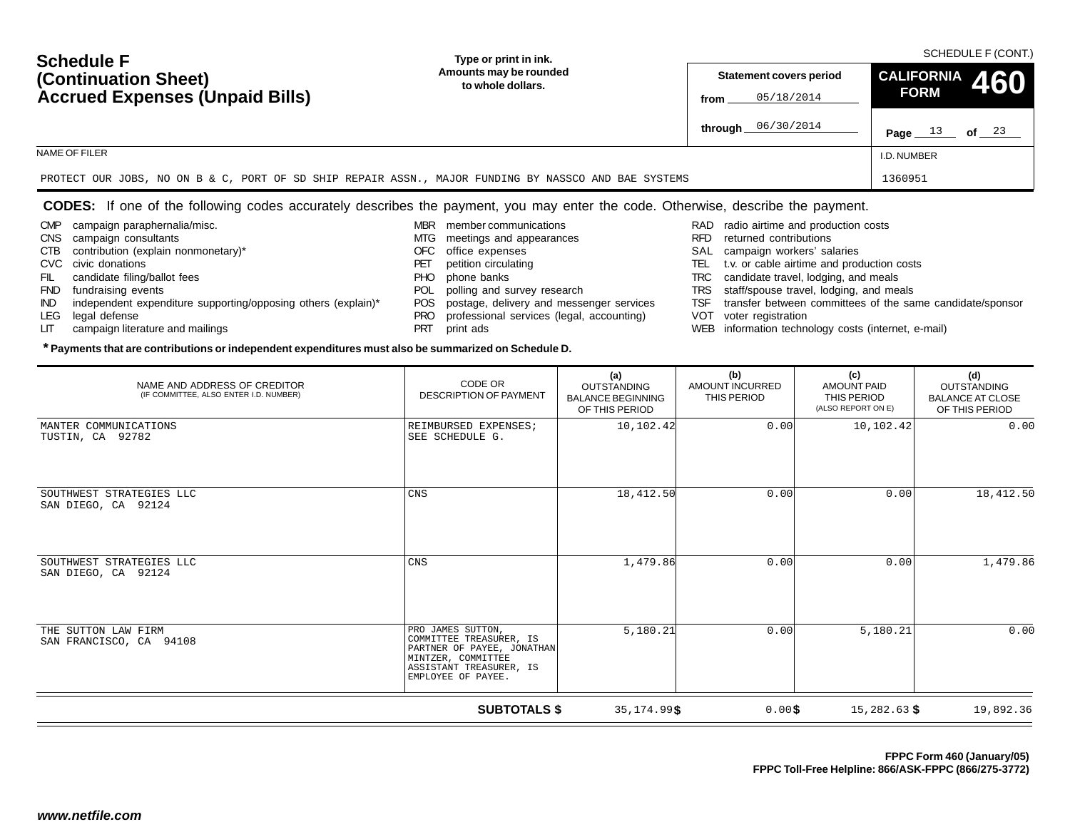SCHEDULE F (CONT.)

# Schedule F (Continuation Sheet) Accrued Expenses (Unpaid Bills)

**Type or print in ink. Amounts may be rounded to whole dollars.**

**Statement covers period**
from 05/18/2014
through 06/30/2014

**CALIFORNIA FORM 460**

Page 13 of 23

NAME OF FILER: PROTECT OUR JOBS, NO ON B & C, PORT OF SD SHIP REPAIR ASSN., MAJOR FUNDING BY NASSCO AND BAE SYSTEMS

I.D. NUMBER: 1360951

**CODES:** If one of the following codes accurately describes the payment, you may enter the code. Otherwise, describe the payment.

- CMP campaign paraphernalia/misc.
- CNS campaign consultants
- CTB contribution (explain nonmonetary)*
- CVC civic donations
- FIL candidate filing/ballot fees
- FND fundraising events
- IND independent expenditure supporting/opposing others (explain)*
- LEG legal defense
- LIT campaign literature and mailings
- MBR member communications
- MTG meetings and appearances
- OFC office expenses
- PET petition circulating
- PHO phone banks
- POL polling and survey research
- POS postage, delivery and messenger services
- PRO professional services (legal, accounting)
- PRT print ads
- RAD radio airtime and production costs
- RFD returned contributions
- SAL campaign workers' salaries
- TEL t.v. or cable airtime and production costs
- TRC candidate travel, lodging, and meals
- TRS staff/spouse travel, lodging, and meals
- TSF transfer between committees of the same candidate/sponsor
- VOT voter registration
- WEB information technology costs (internet, e-mail)

**\* Payments that are contributions or independent expenditures must also be summarized on Schedule D.**

| NAME AND ADDRESS OF CREDITOR (IF COMMITTEE, ALSO ENTER I.D. NUMBER) | CODE OR DESCRIPTION OF PAYMENT | (a) OUTSTANDING BALANCE BEGINNING OF THIS PERIOD | (b) AMOUNT INCURRED THIS PERIOD | (c) AMOUNT PAID THIS PERIOD (ALSO REPORT ON E) | (d) OUTSTANDING BALANCE AT CLOSE OF THIS PERIOD |
|---|---|---|---|---|---|
| MANTER COMMUNICATIONS TUSTIN, CA 92782 | REIMBURSED EXPENSES; SEE SCHEDULE G. | 10,102.42 | 0.00 | 10,102.42 | 0.00 |
| SOUTHWEST STRATEGIES LLC SAN DIEGO, CA 92124 | CNS | 18,412.50 | 0.00 | 0.00 | 18,412.50 |
| SOUTHWEST STRATEGIES LLC SAN DIEGO, CA 92124 | CNS | 1,479.86 | 0.00 | 0.00 | 1,479.86 |
| THE SUTTON LAW FIRM SAN FRANCISCO, CA 94108 | PRO JAMES SUTTON, COMMITTEE TREASURER, IS PARTNER OF PAYEE, JONATHAN MINTZER, COMMITTEE ASSISTANT TREASURER, IS EMPLOYEE OF PAYEE. | 5,180.21 | 0.00 | 5,180.21 | 0.00 |
| | **SUBTOTALS $** | 35,174.99 | $ 0.00 | $ 15,282.63 | $ 19,892.36 |

**FPPC Form 460 (January/05)**
**FPPC Toll-Free Helpline: 866/ASK-FPPC (866/275-3772)**

***www.netfile.com***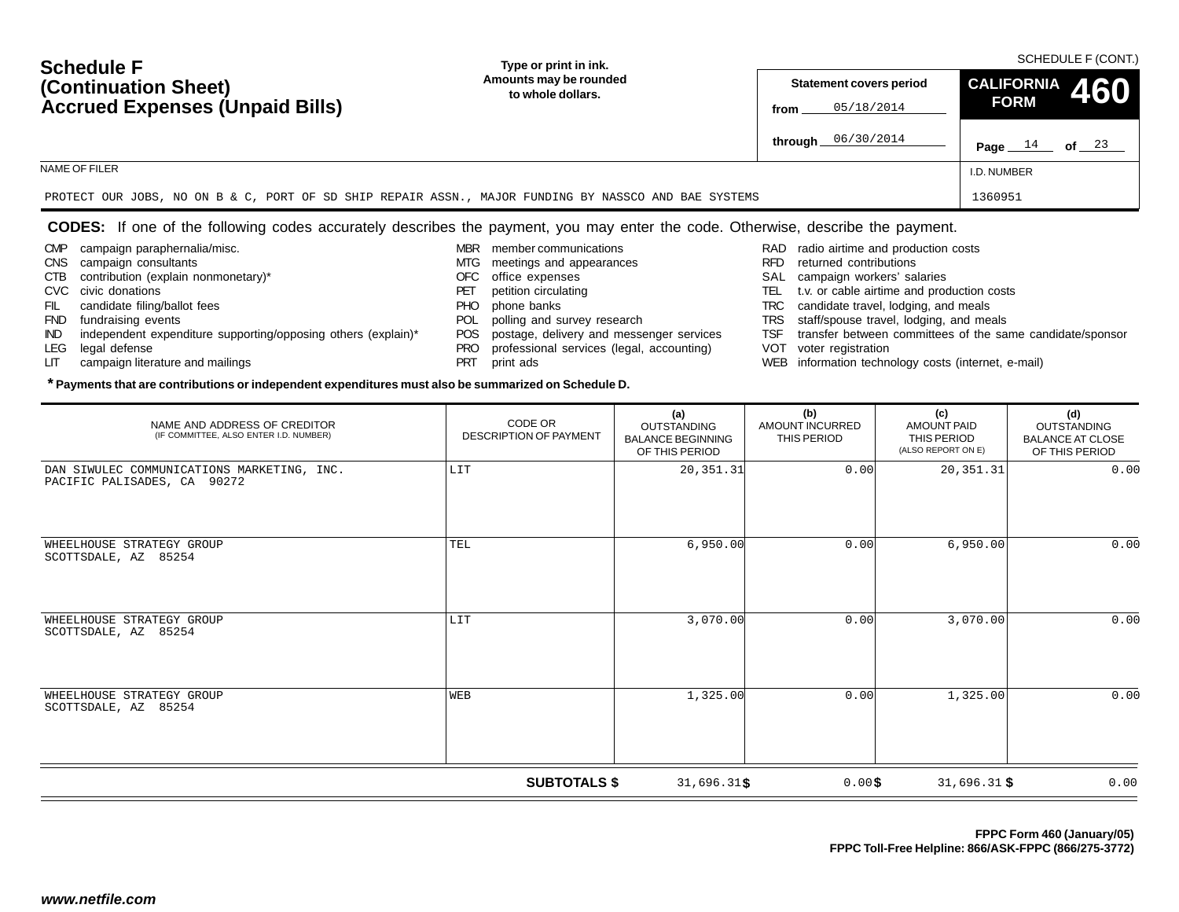SCHEDULE F (CONT.)

# Schedule F (Continuation Sheet) Accrued Expenses (Unpaid Bills)

**Type or print in ink. Amounts may be rounded to whole dollars.**

**Statement covers period**

from 05/18/2014

through 06/30/2014

**CALIFORNIA FORM 460**

Page 14 of 23

NAME OF FILER

PROTECT OUR JOBS, NO ON B & C, PORT OF SD SHIP REPAIR ASSN., MAJOR FUNDING BY NASSCO AND BAE SYSTEMS

I.D. NUMBER

1360951

**CODES:** If one of the following codes accurately describes the payment, you may enter the code. Otherwise, describe the payment.

- CMP campaign paraphernalia/misc.
- CNS campaign consultants
- CTB contribution (explain nonmonetary)*
- CVC civic donations
- FIL candidate filing/ballot fees
- FND fundraising events
- IND independent expenditure supporting/opposing others (explain)*
- LEG legal defense
- LIT campaign literature and mailings
- MBR member communications
- MTG meetings and appearances
- OFC office expenses
- PET petition circulating
- PHO phone banks
- POL polling and survey research
- POS postage, delivery and messenger services
- PRO professional services (legal, accounting)
- PRT print ads
- RAD radio airtime and production costs
- RFD returned contributions
- SAL campaign workers' salaries
- TEL t.v. or cable airtime and production costs
- TRC candidate travel, lodging, and meals
- TRS staff/spouse travel, lodging, and meals
- TSF transfer between committees of the same candidate/sponsor
- VOT voter registration
- WEB information technology costs (internet, e-mail)

**\* Payments that are contributions or independent expenditures must also be summarized on Schedule D.**

| NAME AND ADDRESS OF CREDITOR (IF COMMITTEE, ALSO ENTER I.D. NUMBER) | CODE OR DESCRIPTION OF PAYMENT | (a) OUTSTANDING BALANCE BEGINNING OF THIS PERIOD | (b) AMOUNT INCURRED THIS PERIOD | (c) AMOUNT PAID THIS PERIOD (ALSO REPORT ON E) | (d) OUTSTANDING BALANCE AT CLOSE OF THIS PERIOD |
|---|---|---|---|---|---|
| DAN SIWULEC COMMUNICATIONS MARKETING, INC. PACIFIC PALISADES, CA 90272 | LIT | 20,351.31 | 0.00 | 20,351.31 | 0.00 |
| WHEELHOUSE STRATEGY GROUP SCOTTSDALE, AZ 85254 | TEL | 6,950.00 | 0.00 | 6,950.00 | 0.00 |
| WHEELHOUSE STRATEGY GROUP SCOTTSDALE, AZ 85254 | LIT | 3,070.00 | 0.00 | 3,070.00 | 0.00 |
| WHEELHOUSE STRATEGY GROUP SCOTTSDALE, AZ 85254 | WEB | 1,325.00 | 0.00 | 1,325.00 | 0.00 |
| | **SUBTOTALS $** | 31,696.31 | $ 0.00 | $ 31,696.31 | $ 0.00 |

**FPPC Form 460 (January/05)**
**FPPC Toll-Free Helpline: 866/ASK-FPPC (866/275-3772)**

www.netfile.com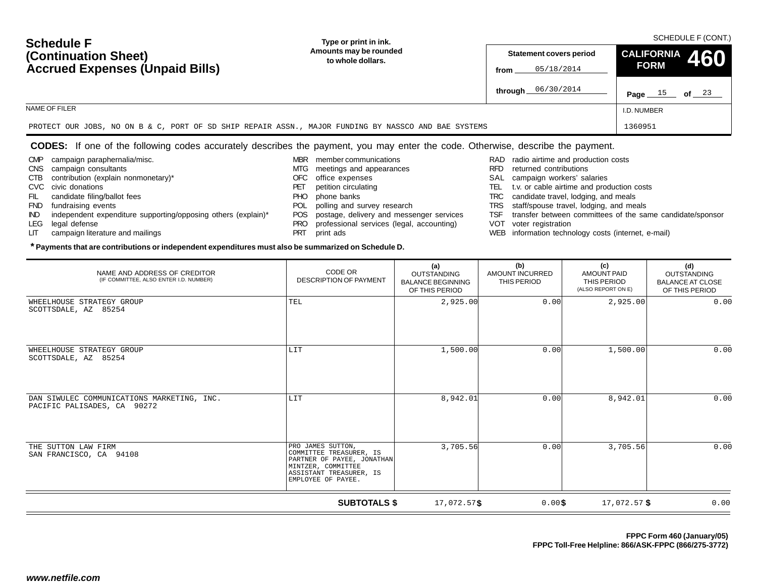SCHEDULE F (CONT.)

# Schedule F (Continuation Sheet) Accrued Expenses (Unpaid Bills)

**Type or print in ink. Amounts may be rounded to whole dollars.**

**Statement covers period**

from 05/18/2014

through 06/30/2014

**CALIFORNIA FORM 460**

Page 15 of 23

NAME OF FILER

PROTECT OUR JOBS, NO ON B & C, PORT OF SD SHIP REPAIR ASSN., MAJOR FUNDING BY NASSCO AND BAE SYSTEMS

I.D. NUMBER

1360951

**CODES:** If one of the following codes accurately describes the payment, you may enter the code. Otherwise, describe the payment.

- CMP campaign paraphernalia/misc.
- CNS campaign consultants
- CTB contribution (explain nonmonetary)*
- CVC civic donations
- FIL candidate filing/ballot fees
- FND fundraising events
- IND independent expenditure supporting/opposing others (explain)*
- LEG legal defense
- LIT campaign literature and mailings
- MBR member communications
- MTG meetings and appearances
- OFC office expenses
- PET petition circulating
- PHO phone banks
- POL polling and survey research
- POS postage, delivery and messenger services
- PRO professional services (legal, accounting)
- PRT print ads
- RAD radio airtime and production costs
- RFD returned contributions
- SAL campaign workers' salaries
- TEL t.v. or cable airtime and production costs
- TRC candidate travel, lodging, and meals
- TRS staff/spouse travel, lodging, and meals
- TSF transfer between committees of the same candidate/sponsor
- VOT voter registration
- WEB information technology costs (internet, e-mail)

***Payments that are contributions or independent expenditures must also be summarized on Schedule D.**

| NAME AND ADDRESS OF CREDITOR (IF COMMITTEE, ALSO ENTER I.D. NUMBER) | CODE OR DESCRIPTION OF PAYMENT | (a) OUTSTANDING BALANCE BEGINNING OF THIS PERIOD | (b) AMOUNT INCURRED THIS PERIOD | (c) AMOUNT PAID THIS PERIOD (ALSO REPORT ON E) | (d) OUTSTANDING BALANCE AT CLOSE OF THIS PERIOD |
|---|---|---|---|---|---|
| WHEELHOUSE STRATEGY GROUP<br>SCOTTSDALE, AZ 85254 | TEL | 2,925.00 | 0.00 | 2,925.00 | 0.00 |
| WHEELHOUSE STRATEGY GROUP<br>SCOTTSDALE, AZ 85254 | LIT | 1,500.00 | 0.00 | 1,500.00 | 0.00 |
| DAN SIWULEC COMMUNICATIONS MARKETING, INC.<br>PACIFIC PALISADES, CA 90272 | LIT | 8,942.01 | 0.00 | 8,942.01 | 0.00 |
| THE SUTTON LAW FIRM<br>SAN FRANCISCO, CA 94108 | PRO JAMES SUTTON, COMMITTEE TREASURER, IS PARTNER OF PAYEE, JONATHAN MINTZER, COMMITTEE ASSISTANT TREASURER, IS EMPLOYEE OF PAYEE. | 3,705.56 | 0.00 | 3,705.56 | 0.00 |
| | **SUBTOTALS $** | 17,072.57 | $ 0.00 | $ 17,072.57 | $ 0.00 |

**FPPC Form 460 (January/05)**
**FPPC Toll-Free Helpline: 866/ASK-FPPC (866/275-3772)**

www.netfile.com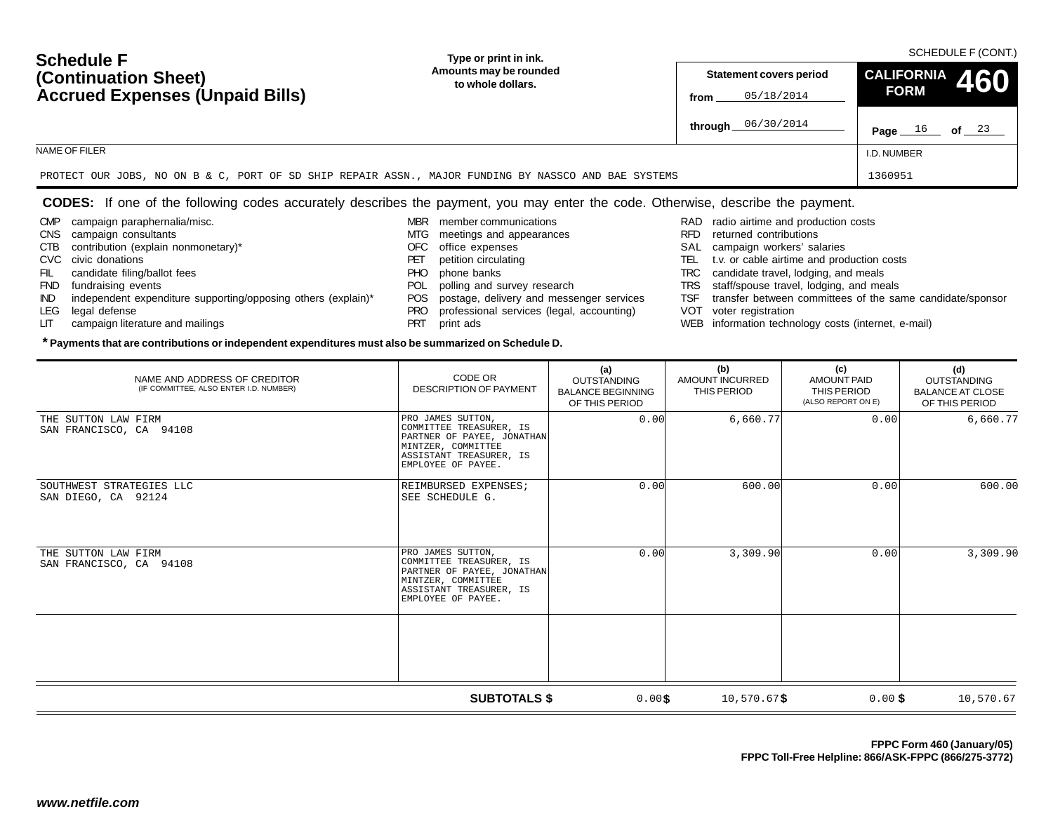# Schedule F (Continuation Sheet) Accrued Expenses (Unpaid Bills)

SCHEDULE F (CONT.)

**Type or print in ink. Amounts may be rounded to whole dollars.**

**Statement covers period**
from 05/18/2014
through 06/30/2014

**CALIFORNIA FORM 460**

Page 16 of 23

NAME OF FILER
PROTECT OUR JOBS, NO ON B & C, PORT OF SD SHIP REPAIR ASSN., MAJOR FUNDING BY NASSCO AND BAE SYSTEMS

I.D. NUMBER
1360951

**CODES:** If one of the following codes accurately describes the payment, you may enter the code. Otherwise, describe the payment.

- CMP campaign paraphernalia/misc.
- CNS campaign consultants
- CTB contribution (explain nonmonetary)*
- CVC civic donations
- FIL candidate filing/ballot fees
- FND fundraising events
- IND independent expenditure supporting/opposing others (explain)*
- LEG legal defense
- LIT campaign literature and mailings
- MBR member communications
- MTG meetings and appearances
- OFC office expenses
- PET petition circulating
- PHO phone banks
- POL polling and survey research
- POS postage, delivery and messenger services
- PRO professional services (legal, accounting)
- PRT print ads
- RAD radio airtime and production costs
- RFD returned contributions
- SAL campaign workers' salaries
- TEL t.v. or cable airtime and production costs
- TRC candidate travel, lodging, and meals
- TRS staff/spouse travel, lodging, and meals
- TSF transfer between committees of the same candidate/sponsor
- VOT voter registration
- WEB information technology costs (internet, e-mail)

**\* Payments that are contributions or independent expenditures must also be summarized on Schedule D.**

| NAME AND ADDRESS OF CREDITOR (IF COMMITTEE, ALSO ENTER I.D. NUMBER) | CODE OR DESCRIPTION OF PAYMENT | (a) OUTSTANDING BALANCE BEGINNING OF THIS PERIOD | (b) AMOUNT INCURRED THIS PERIOD | (c) AMOUNT PAID THIS PERIOD (ALSO REPORT ON E) | (d) OUTSTANDING BALANCE AT CLOSE OF THIS PERIOD |
|---|---|---|---|---|---|
| THE SUTTON LAW FIRM<br>SAN FRANCISCO, CA 94108 | PRO JAMES SUTTON, COMMITTEE TREASURER, IS PARTNER OF PAYEE, JONATHAN MINTZER, COMMITTEE ASSISTANT TREASURER, IS EMPLOYEE OF PAYEE. | 0.00 | 6,660.77 | 0.00 | 6,660.77 |
| SOUTHWEST STRATEGIES LLC<br>SAN DIEGO, CA 92124 | REIMBURSED EXPENSES; SEE SCHEDULE G. | 0.00 | 600.00 | 0.00 | 600.00 |
| THE SUTTON LAW FIRM<br>SAN FRANCISCO, CA 94108 | PRO JAMES SUTTON, COMMITTEE TREASURER, IS PARTNER OF PAYEE, JONATHAN MINTZER, COMMITTEE ASSISTANT TREASURER, IS EMPLOYEE OF PAYEE. | 0.00 | 3,309.90 | 0.00 | 3,309.90 |
| | | | | | |
| | **SUBTOTALS $** | 0.00 | $ 10,570.67 | $ 0.00 | $ 10,570.67 |

**FPPC Form 460 (January/05)**
**FPPC Toll-Free Helpline: 866/ASK-FPPC (866/275-3772)**

*www.netfile.com*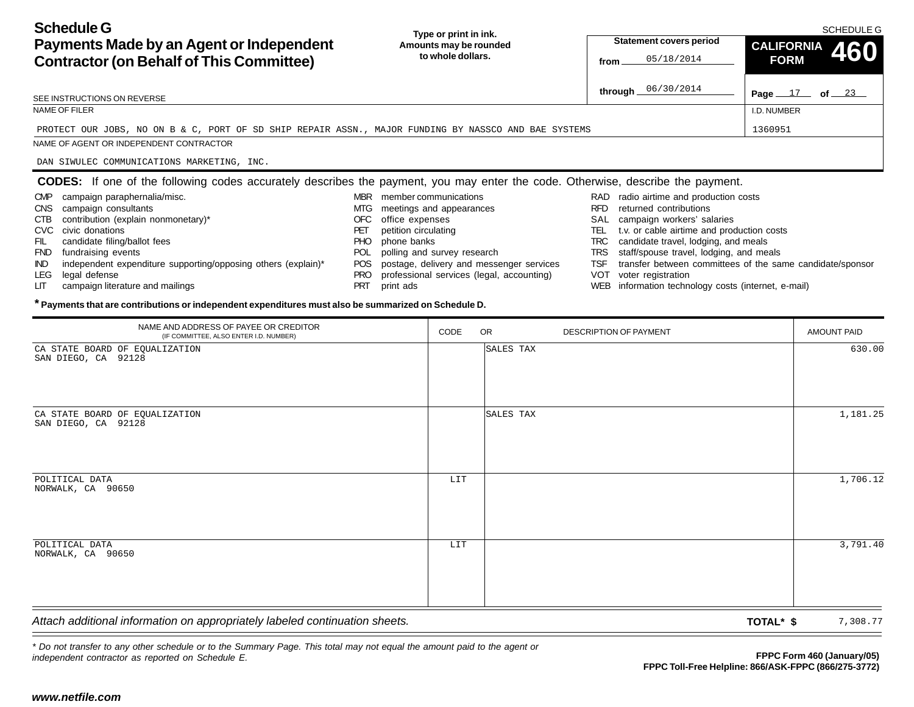# Schedule G
## Payments Made by an Agent or Independent Contractor (on Behalf of This Committee)

**Type or print in ink.**
**Amounts may be rounded to whole dollars.**

SCHEDULE G

**Statement covers period**
from 05/18/2014
through 06/30/2014

**CALIFORNIA FORM 460**

Page 17 of 23

SEE INSTRUCTIONS ON REVERSE

NAME OF FILER: PROTECT OUR JOBS, NO ON B & C, PORT OF SD SHIP REPAIR ASSN., MAJOR FUNDING BY NASSCO AND BAE SYSTEMS

I.D. NUMBER: 1360951

NAME OF AGENT OR INDEPENDENT CONTRACTOR: DAN SIWULEC COMMUNICATIONS MARKETING, INC.

**CODES:** If one of the following codes accurately describes the payment, you may enter the code. Otherwise, describe the payment.

- CMP campaign paraphernalia/misc.
- CNS campaign consultants
- CTB contribution (explain nonmonetary)*
- CVC civic donations
- FIL candidate filing/ballot fees
- FND fundraising events
- IND independent expenditure supporting/opposing others (explain)*
- LEG legal defense
- LIT campaign literature and mailings
- MBR member communications
- MTG meetings and appearances
- OFC office expenses
- PET petition circulating
- PHO phone banks
- POL polling and survey research
- POS postage, delivery and messenger services
- PRO professional services (legal, accounting)
- PRT print ads
- RAD radio airtime and production costs
- RFD returned contributions
- SAL campaign workers' salaries
- TEL t.v. or cable airtime and production costs
- TRC candidate travel, lodging, and meals
- TRS staff/spouse travel, lodging, and meals
- TSF transfer between committees of the same candidate/sponsor
- VOT voter registration
- WEB information technology costs (internet, e-mail)

**\* Payments that are contributions or independent expenditures must also be summarized on Schedule D.**

| NAME AND ADDRESS OF PAYEE OR CREDITOR (IF COMMITTEE, ALSO ENTER I.D. NUMBER) | CODE | OR DESCRIPTION OF PAYMENT | AMOUNT PAID |
|---|---|---|---|
| CA STATE BOARD OF EQUALIZATION<br>SAN DIEGO, CA 92128 | | SALES TAX | 630.00 |
| CA STATE BOARD OF EQUALIZATION<br>SAN DIEGO, CA 92128 | | SALES TAX | 1,181.25 |
| POLITICAL DATA<br>NORWALK, CA 90650 | LIT | | 1,706.12 |
| POLITICAL DATA<br>NORWALK, CA 90650 | LIT | | 3,791.40 |

*Attach additional information on appropriately labeled continuation sheets.*

**TOTAL\* $** 7,308.77

*\* Do not transfer to any other schedule or to the Summary Page. This total may not equal the amount paid to the agent or independent contractor as reported on Schedule E.*

**FPPC Form 460 (January/05)**
**FPPC Toll-Free Helpline: 866/ASK-FPPC (866/275-3772)**

***www.netfile.com***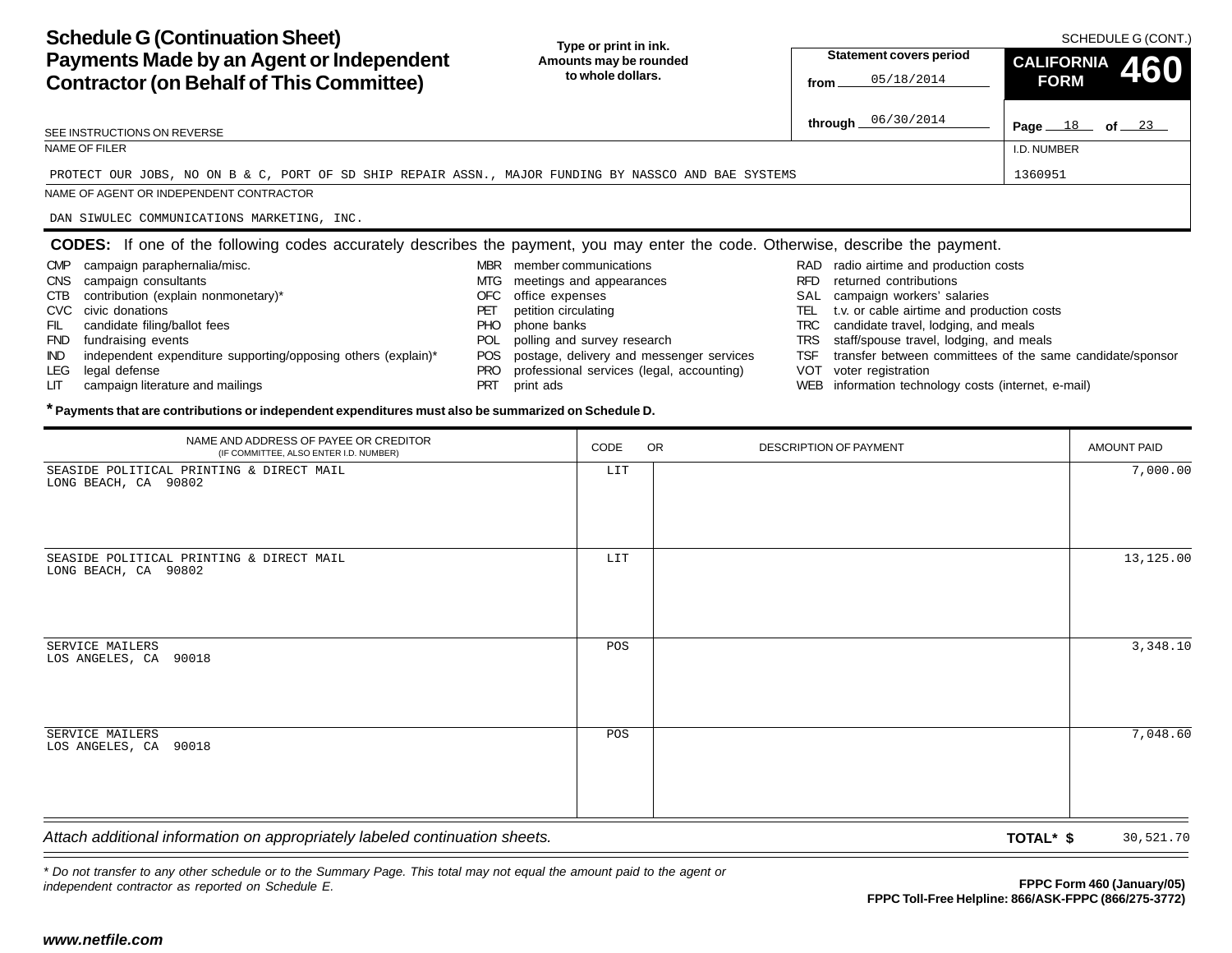# Schedule G (Continuation Sheet) Payments Made by an Agent or Independent Contractor (on Behalf of This Committee)

SCHEDULE G (CONT.)

**Type or print in ink. Amounts may be rounded to whole dollars.**

**Statement covers period**
from 05/18/2014
through 06/30/2014

**CALIFORNIA FORM 460**

Page 18 of 23

SEE INSTRUCTIONS ON REVERSE

NAME OF FILER: PROTECT OUR JOBS, NO ON B & C, PORT OF SD SHIP REPAIR ASSN., MAJOR FUNDING BY NASSCO AND BAE SYSTEMS

I.D. NUMBER: 1360951

NAME OF AGENT OR INDEPENDENT CONTRACTOR: DAN SIWULEC COMMUNICATIONS MARKETING, INC.

**CODES:** If one of the following codes accurately describes the payment, you may enter the code. Otherwise, describe the payment.

- CMP campaign paraphernalia/misc.
- CNS campaign consultants
- CTB contribution (explain nonmonetary)*
- CVC civic donations
- FIL candidate filing/ballot fees
- FND fundraising events
- IND independent expenditure supporting/opposing others (explain)*
- LEG legal defense
- LIT campaign literature and mailings
- MBR member communications
- MTG meetings and appearances
- OFC office expenses
- PET petition circulating
- PHO phone banks
- POL polling and survey research
- POS postage, delivery and messenger services
- PRO professional services (legal, accounting)
- PRT print ads
- RAD radio airtime and production costs
- RFD returned contributions
- SAL campaign workers' salaries
- TEL t.v. or cable airtime and production costs
- TRC candidate travel, lodging, and meals
- TRS staff/spouse travel, lodging, and meals
- TSF transfer between committees of the same candidate/sponsor
- VOT voter registration
- WEB information technology costs (internet, e-mail)

**\* Payments that are contributions or independent expenditures must also be summarized on Schedule D.**

| NAME AND ADDRESS OF PAYEE OR CREDITOR (IF COMMITTEE, ALSO ENTER I.D. NUMBER) | CODE | OR DESCRIPTION OF PAYMENT | AMOUNT PAID |
|---|---|---|---|
| SEASIDE POLITICAL PRINTING & DIRECT MAIL<br>LONG BEACH, CA 90802 | LIT | | 7,000.00 |
| SEASIDE POLITICAL PRINTING & DIRECT MAIL<br>LONG BEACH, CA 90802 | LIT | | 13,125.00 |
| SERVICE MAILERS<br>LOS ANGELES, CA 90018 | POS | | 3,348.10 |
| SERVICE MAILERS<br>LOS ANGELES, CA 90018 | POS | | 7,048.60 |

*Attach additional information on appropriately labeled continuation sheets.*

**TOTAL\* $** 30,521.70

*\* Do not transfer to any other schedule or to the Summary Page. This total may not equal the amount paid to the agent or independent contractor as reported on Schedule E.*

**FPPC Form 460 (January/05)**
**FPPC Toll-Free Helpline: 866/ASK-FPPC (866/275-3772)**

**www.netfile.com**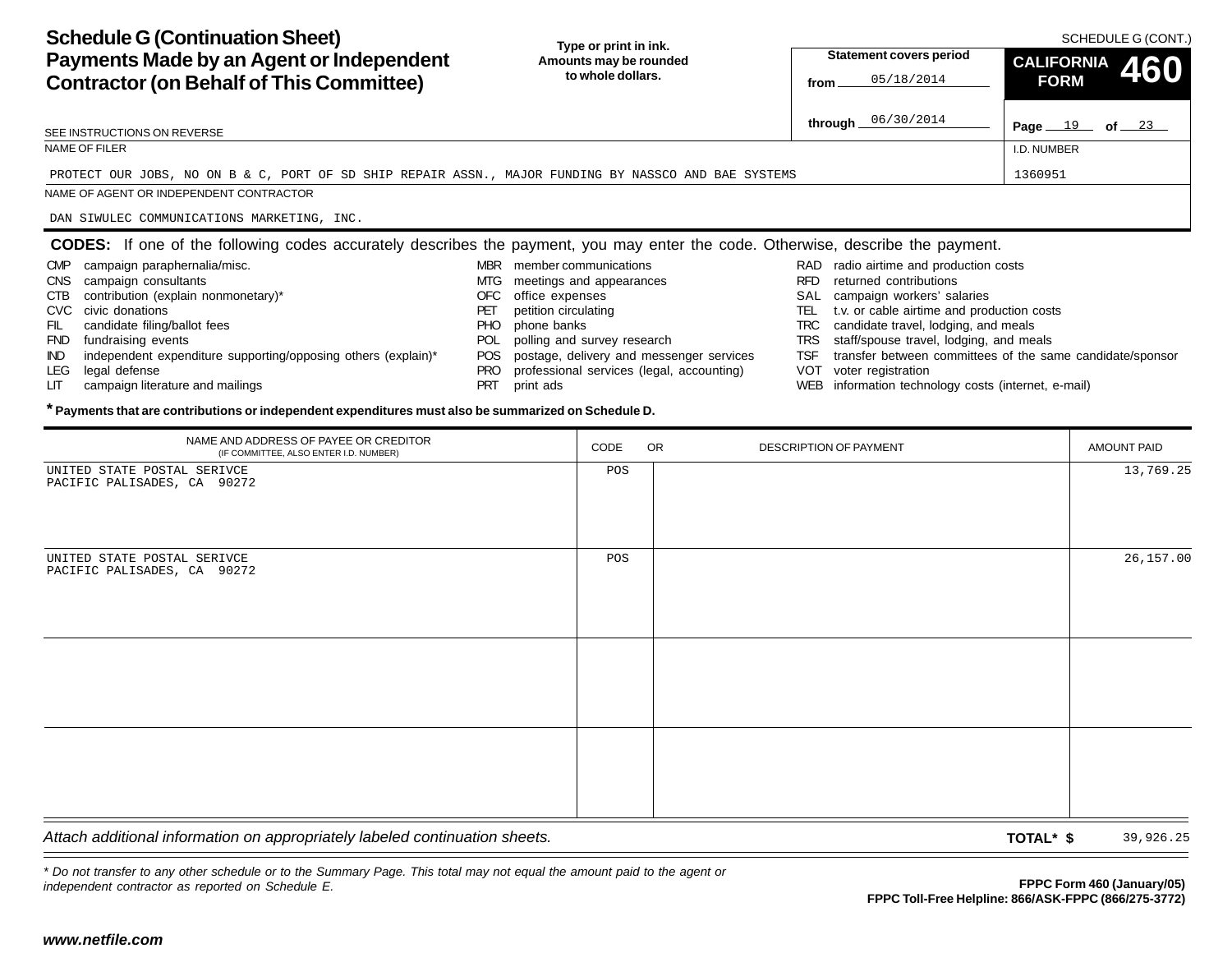# Schedule G (Continuation Sheet)
## Payments Made by an Agent or Independent Contractor (on Behalf of This Committee)

**Type or print in ink. Amounts may be rounded to whole dollars.**

SCHEDULE G (CONT.)

**CALIFORNIA FORM 460**

**Statement covers period**

from 05/18/2014

through 06/30/2014

SEE INSTRUCTIONS ON REVERSE

NAME OF FILER

PROTECT OUR JOBS, NO ON B & C, PORT OF SD SHIP REPAIR ASSN., MAJOR FUNDING BY NASSCO AND BAE SYSTEMS

I.D. NUMBER

1360951

NAME OF AGENT OR INDEPENDENT CONTRACTOR

DAN SIWULEC COMMUNICATIONS MARKETING, INC.

**CODES:** If one of the following codes accurately describes the payment, you may enter the code. Otherwise, describe the payment.

- CMP campaign paraphernalia/misc.
- CNS campaign consultants
- CTB contribution (explain nonmonetary)*
- CVC civic donations
- FIL candidate filing/ballot fees
- FND fundraising events
- IND independent expenditure supporting/opposing others (explain)*
- LEG legal defense
- LIT campaign literature and mailings
- MBR member communications
- MTG meetings and appearances
- OFC office expenses
- PET petition circulating
- PHO phone banks
- POL polling and survey research
- POS postage, delivery and messenger services
- PRO professional services (legal, accounting)
- PRT print ads
- RAD radio airtime and production costs
- RFD returned contributions
- SAL campaign workers' salaries
- TEL t.v. or cable airtime and production costs
- TRC candidate travel, lodging, and meals
- TRS staff/spouse travel, lodging, and meals
- TSF transfer between committees of the same candidate/sponsor
- VOT voter registration
- WEB information technology costs (internet, e-mail)

**\* Payments that are contributions or independent expenditures must also be summarized on Schedule D.**

| NAME AND ADDRESS OF PAYEE OR CREDITOR (IF COMMITTEE, ALSO ENTER I.D. NUMBER) | CODE | OR DESCRIPTION OF PAYMENT | AMOUNT PAID |
|---|---|---|---|
| UNITED STATE POSTAL SERIVCE<br>PACIFIC PALISADES, CA 90272 | POS | | 13,769.25 |
| UNITED STATE POSTAL SERIVCE<br>PACIFIC PALISADES, CA 90272 | POS | | 26,157.00 |
| | | | |
| | | | |

*Attach additional information on appropriately labeled continuation sheets.*

**TOTAL\* $** 39,926.25

*\* Do not transfer to any other schedule or to the Summary Page. This total may not equal the amount paid to the agent or independent contractor as reported on Schedule E.*

**FPPC Form 460 (January/05)**
**FPPC Toll-Free Helpline: 866/ASK-FPPC (866/275-3772)**

***www.netfile.com***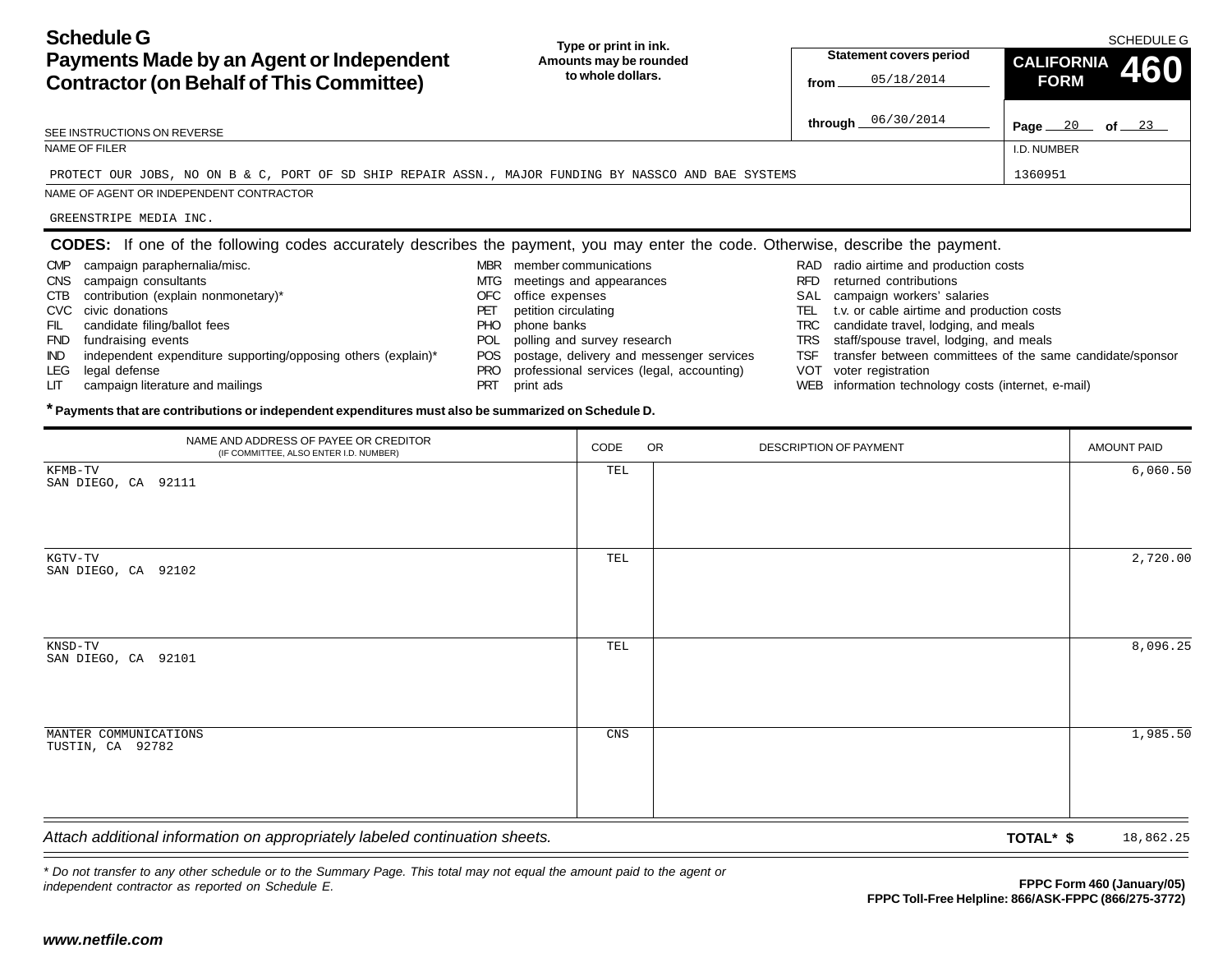# Schedule G
## Payments Made by an Agent or Independent Contractor (on Behalf of This Committee)

SCHEDULE G

**Type or print in ink.**
**Amounts may be rounded to whole dollars.**

**Statement covers period**
from 05/18/2014
through 06/30/2014

**CALIFORNIA FORM 460**

Page 20 of 23

SEE INSTRUCTIONS ON REVERSE

NAME OF FILER: PROTECT OUR JOBS, NO ON B & C, PORT OF SD SHIP REPAIR ASSN., MAJOR FUNDING BY NASSCO AND BAE SYSTEMS

I.D. NUMBER: 1360951

NAME OF AGENT OR INDEPENDENT CONTRACTOR: GREENSTRIPE MEDIA INC.

**CODES:** If one of the following codes accurately describes the payment, you may enter the code. Otherwise, describe the payment.

- CMP campaign paraphernalia/misc.
- CNS campaign consultants
- CTB contribution (explain nonmonetary)*
- CVC civic donations
- FIL candidate filing/ballot fees
- FND fundraising events
- IND independent expenditure supporting/opposing others (explain)*
- LEG legal defense
- LIT campaign literature and mailings
- MBR member communications
- MTG meetings and appearances
- OFC office expenses
- PET petition circulating
- PHO phone banks
- POL polling and survey research
- POS postage, delivery and messenger services
- PRO professional services (legal, accounting)
- PRT print ads
- RAD radio airtime and production costs
- RFD returned contributions
- SAL campaign workers' salaries
- TEL t.v. or cable airtime and production costs
- TRC candidate travel, lodging, and meals
- TRS staff/spouse travel, lodging, and meals
- TSF transfer between committees of the same candidate/sponsor
- VOT voter registration
- WEB information technology costs (internet, e-mail)

**\* Payments that are contributions or independent expenditures must also be summarized on Schedule D.**

| NAME AND ADDRESS OF PAYEE OR CREDITOR (IF COMMITTEE, ALSO ENTER I.D. NUMBER) | CODE | OR DESCRIPTION OF PAYMENT | AMOUNT PAID |
|---|---|---|---|
| KFMB-TV<br>SAN DIEGO, CA 92111 | TEL | | 6,060.50 |
| KGTV-TV<br>SAN DIEGO, CA 92102 | TEL | | 2,720.00 |
| KNSD-TV<br>SAN DIEGO, CA 92101 | TEL | | 8,096.25 |
| MANTER COMMUNICATIONS<br>TUSTIN, CA 92782 | CNS | | 1,985.50 |

*Attach additional information on appropriately labeled continuation sheets.*

**TOTAL\* $** 18,862.25

*\* Do not transfer to any other schedule or to the Summary Page. This total may not equal the amount paid to the agent or independent contractor as reported on Schedule E.*

**FPPC Form 460 (January/05)**
**FPPC Toll-Free Helpline: 866/ASK-FPPC (866/275-3772)**

***www.netfile.com***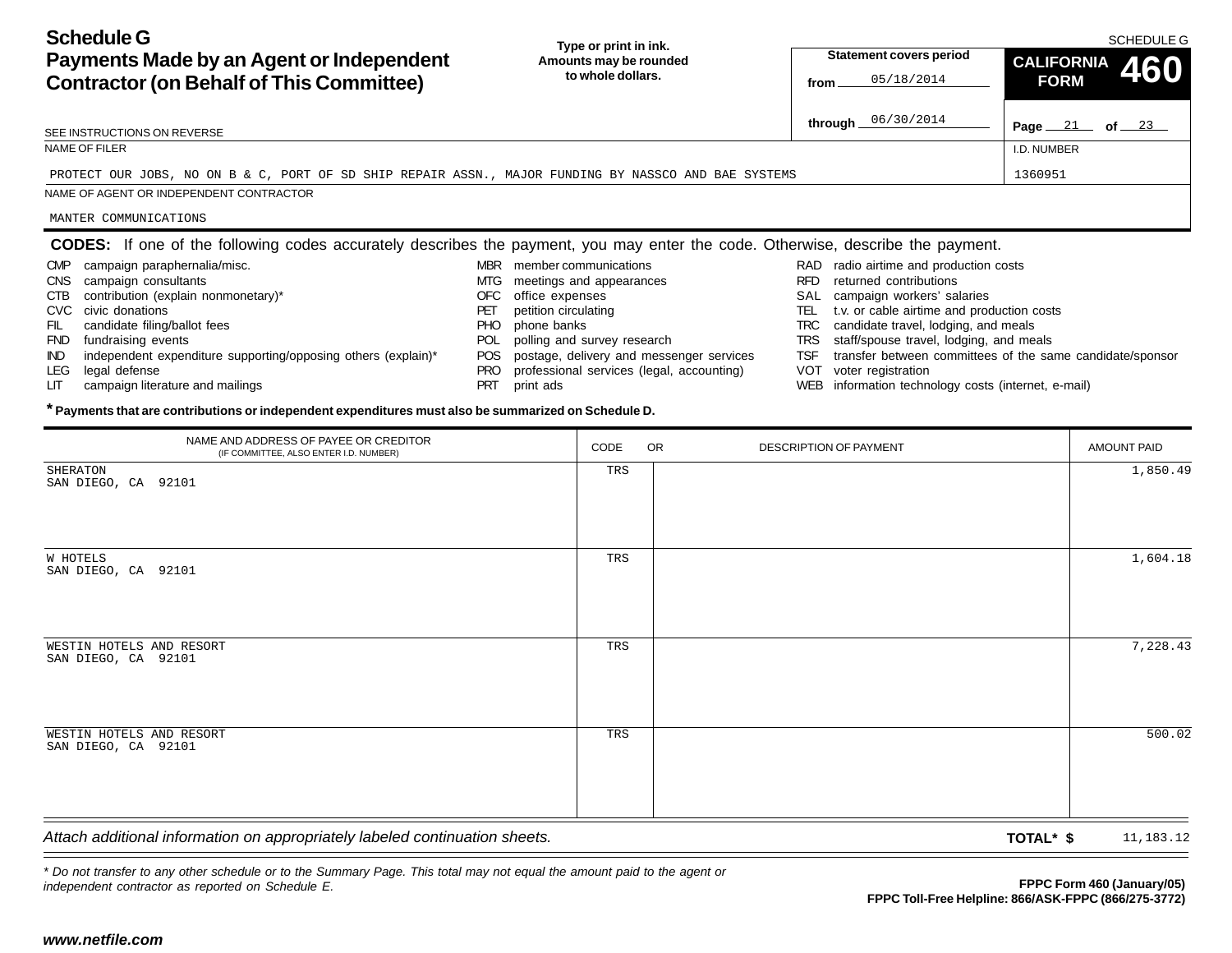# Schedule G
## Payments Made by an Agent or Independent Contractor (on Behalf of This Committee)

**Type or print in ink. Amounts may be rounded to whole dollars.**

SCHEDULE G

**Statement covers period**
from 05/18/2014
through 06/30/2014

**CALIFORNIA FORM 460**

Page 21 of 23

SEE INSTRUCTIONS ON REVERSE

NAME OF FILER: PROTECT OUR JOBS, NO ON B & C, PORT OF SD SHIP REPAIR ASSN., MAJOR FUNDING BY NASSCO AND BAE SYSTEMS

I.D. NUMBER: 1360951

NAME OF AGENT OR INDEPENDENT CONTRACTOR: MANTER COMMUNICATIONS

**CODES:** If one of the following codes accurately describes the payment, you may enter the code. Otherwise, describe the payment.

- CMP campaign paraphernalia/misc.
- CNS campaign consultants
- CTB contribution (explain nonmonetary)*
- CVC civic donations
- FIL candidate filing/ballot fees
- FND fundraising events
- IND independent expenditure supporting/opposing others (explain)*
- LEG legal defense
- LIT campaign literature and mailings
- MBR member communications
- MTG meetings and appearances
- OFC office expenses
- PET petition circulating
- PHO phone banks
- POL polling and survey research
- POS postage, delivery and messenger services
- PRO professional services (legal, accounting)
- PRT print ads
- RAD radio airtime and production costs
- RFD returned contributions
- SAL campaign workers' salaries
- TEL t.v. or cable airtime and production costs
- TRC candidate travel, lodging, and meals
- TRS staff/spouse travel, lodging, and meals
- TSF transfer between committees of the same candidate/sponsor
- VOT voter registration
- WEB information technology costs (internet, e-mail)

**\* Payments that are contributions or independent expenditures must also be summarized on Schedule D.**

| NAME AND ADDRESS OF PAYEE OR CREDITOR (IF COMMITTEE, ALSO ENTER I.D. NUMBER) | CODE | DESCRIPTION OF PAYMENT | AMOUNT PAID |
|---|---|---|---|
| SHERATON<br>SAN DIEGO, CA 92101 | TRS | | 1,850.49 |
| W HOTELS<br>SAN DIEGO, CA 92101 | TRS | | 1,604.18 |
| WESTIN HOTELS AND RESORT<br>SAN DIEGO, CA 92101 | TRS | | 7,228.43 |
| WESTIN HOTELS AND RESORT<br>SAN DIEGO, CA 92101 | TRS | | 500.02 |

*Attach additional information on appropriately labeled continuation sheets.*

**TOTAL\* $** 11,183.12

*\* Do not transfer to any other schedule or to the Summary Page. This total may not equal the amount paid to the agent or independent contractor as reported on Schedule E.*

**FPPC Form 460 (January/05)**
**FPPC Toll-Free Helpline: 866/ASK-FPPC (866/275-3772)**

***www.netfile.com***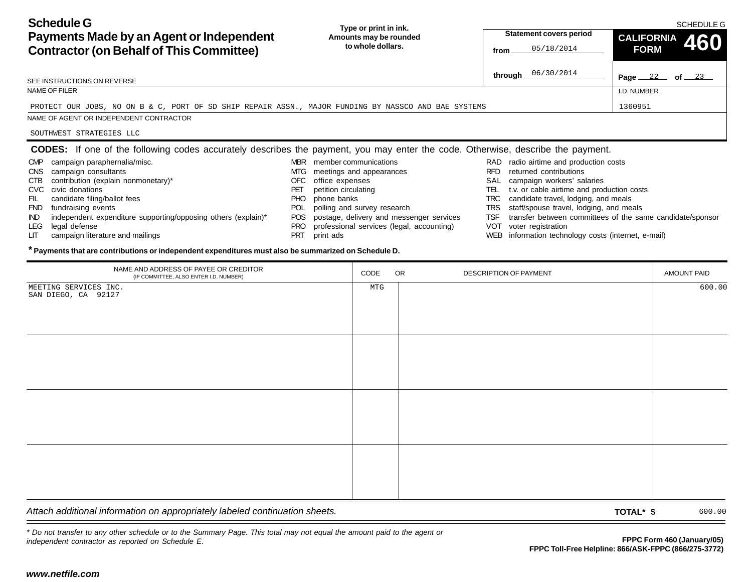# Schedule G
## Payments Made by an Agent or Independent Contractor (on Behalf of This Committee)

SCHEDULE G

**Type or print in ink. Amounts may be rounded to whole dollars.**

**Statement covers period**

from 05/18/2014

through 06/30/2014

**CALIFORNIA FORM 460**

Page 22 of 23

SEE INSTRUCTIONS ON REVERSE

| NAME OF FILER | I.D. NUMBER |
|---|---|
| PROTECT OUR JOBS, NO ON B & C, PORT OF SD SHIP REPAIR ASSN., MAJOR FUNDING BY NASSCO AND BAE SYSTEMS | 1360951 |

NAME OF AGENT OR INDEPENDENT CONTRACTOR

SOUTHWEST STRATEGIES LLC

**CODES:** If one of the following codes accurately describes the payment, you may enter the code. Otherwise, describe the payment.

- CMP campaign paraphernalia/misc.
- CNS campaign consultants
- CTB contribution (explain nonmonetary)*
- CVC civic donations
- FIL candidate filing/ballot fees
- FND fundraising events
- IND independent expenditure supporting/opposing others (explain)*
- LEG legal defense
- LIT campaign literature and mailings
- MBR member communications
- MTG meetings and appearances
- OFC office expenses
- PET petition circulating
- PHO phone banks
- POL polling and survey research
- POS postage, delivery and messenger services
- PRO professional services (legal, accounting)
- PRT print ads
- RAD radio airtime and production costs
- RFD returned contributions
- SAL campaign workers' salaries
- TEL t.v. or cable airtime and production costs
- TRC candidate travel, lodging, and meals
- TRS staff/spouse travel, lodging, and meals
- TSF transfer between committees of the same candidate/sponsor
- VOT voter registration
- WEB information technology costs (internet, e-mail)

**\* Payments that are contributions or independent expenditures must also be summarized on Schedule D.**

| NAME AND ADDRESS OF PAYEE OR CREDITOR (IF COMMITTEE, ALSO ENTER I.D. NUMBER) | CODE | OR DESCRIPTION OF PAYMENT | AMOUNT PAID |
|---|---|---|---|
| MEETING SERVICES INC. SAN DIEGO, CA 92127 | MTG | | 600.00 |
| | | | |
| | | | |
| | | | |

*Attach additional information on appropriately labeled continuation sheets.*

**TOTAL\* $** 600.00

*\* Do not transfer to any other schedule or to the Summary Page. This total may not equal the amount paid to the agent or independent contractor as reported on Schedule E.*

**FPPC Form 460 (January/05)**
**FPPC Toll-Free Helpline: 866/ASK-FPPC (866/275-3772)**

***www.netfile.com***